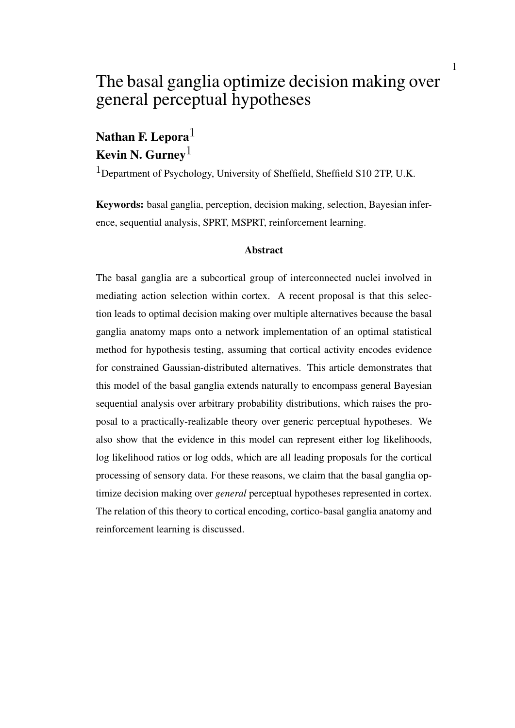# The basal ganglia optimize decision making over general perceptual hypotheses

**Nathan F. Lepora**[1]
**Kevin N. Gurney**[1]

[1]Department of Psychology, University of Sheffield, Sheffield S10 2TP, U.K.

**Keywords:** basal ganglia, perception, decision making, selection, Bayesian inference, sequential analysis, SPRT, MSPRT, reinforcement learning.

### Abstract

The basal ganglia are a subcortical group of interconnected nuclei involved in mediating action selection within cortex. A recent proposal is that this selection leads to optimal decision making over multiple alternatives because the basal ganglia anatomy maps onto a network implementation of an optimal statistical method for hypothesis testing, assuming that cortical activity encodes evidence for constrained Gaussian-distributed alternatives. This article demonstrates that this model of the basal ganglia extends naturally to encompass general Bayesian sequential analysis over arbitrary probability distributions, which raises the proposal to a practically-realizable theory over generic perceptual hypotheses. We also show that the evidence in this model can represent either log likelihoods, log likelihood ratios or log odds, which are all leading proposals for the cortical processing of sensory data. For these reasons, we claim that the basal ganglia optimize decision making over *general* perceptual hypotheses represented in cortex. The relation of this theory to cortical encoding, cortico-basal ganglia anatomy and reinforcement learning is discussed.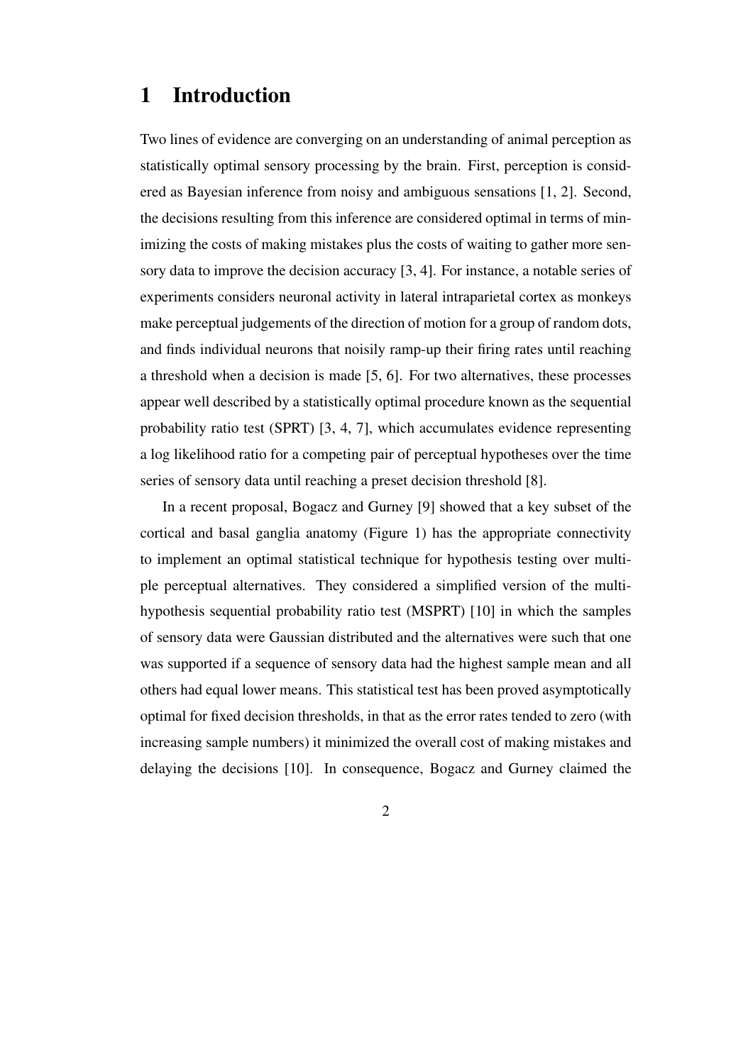# 1 Introduction

Two lines of evidence are converging on an understanding of animal perception as statistically optimal sensory processing by the brain. First, perception is considered as Bayesian inference from noisy and ambiguous sensations [1, 2]. Second, the decisions resulting from this inference are considered optimal in terms of minimizing the costs of making mistakes plus the costs of waiting to gather more sensory data to improve the decision accuracy [3, 4]. For instance, a notable series of experiments considers neuronal activity in lateral intraparietal cortex as monkeys make perceptual judgements of the direction of motion for a group of random dots, and finds individual neurons that noisily ramp-up their firing rates until reaching a threshold when a decision is made [5, 6]. For two alternatives, these processes appear well described by a statistically optimal procedure known as the sequential probability ratio test (SPRT) [3, 4, 7], which accumulates evidence representing a log likelihood ratio for a competing pair of perceptual hypotheses over the time series of sensory data until reaching a preset decision threshold [8].

In a recent proposal, Bogacz and Gurney [9] showed that a key subset of the cortical and basal ganglia anatomy (Figure 1) has the appropriate connectivity to implement an optimal statistical technique for hypothesis testing over multiple perceptual alternatives. They considered a simplified version of the multi-hypothesis sequential probability ratio test (MSPRT) [10] in which the samples of sensory data were Gaussian distributed and the alternatives were such that one was supported if a sequence of sensory data had the highest sample mean and all others had equal lower means. This statistical test has been proved asymptotically optimal for fixed decision thresholds, in that as the error rates tended to zero (with increasing sample numbers) it minimized the overall cost of making mistakes and delaying the decisions [10]. In consequence, Bogacz and Gurney claimed the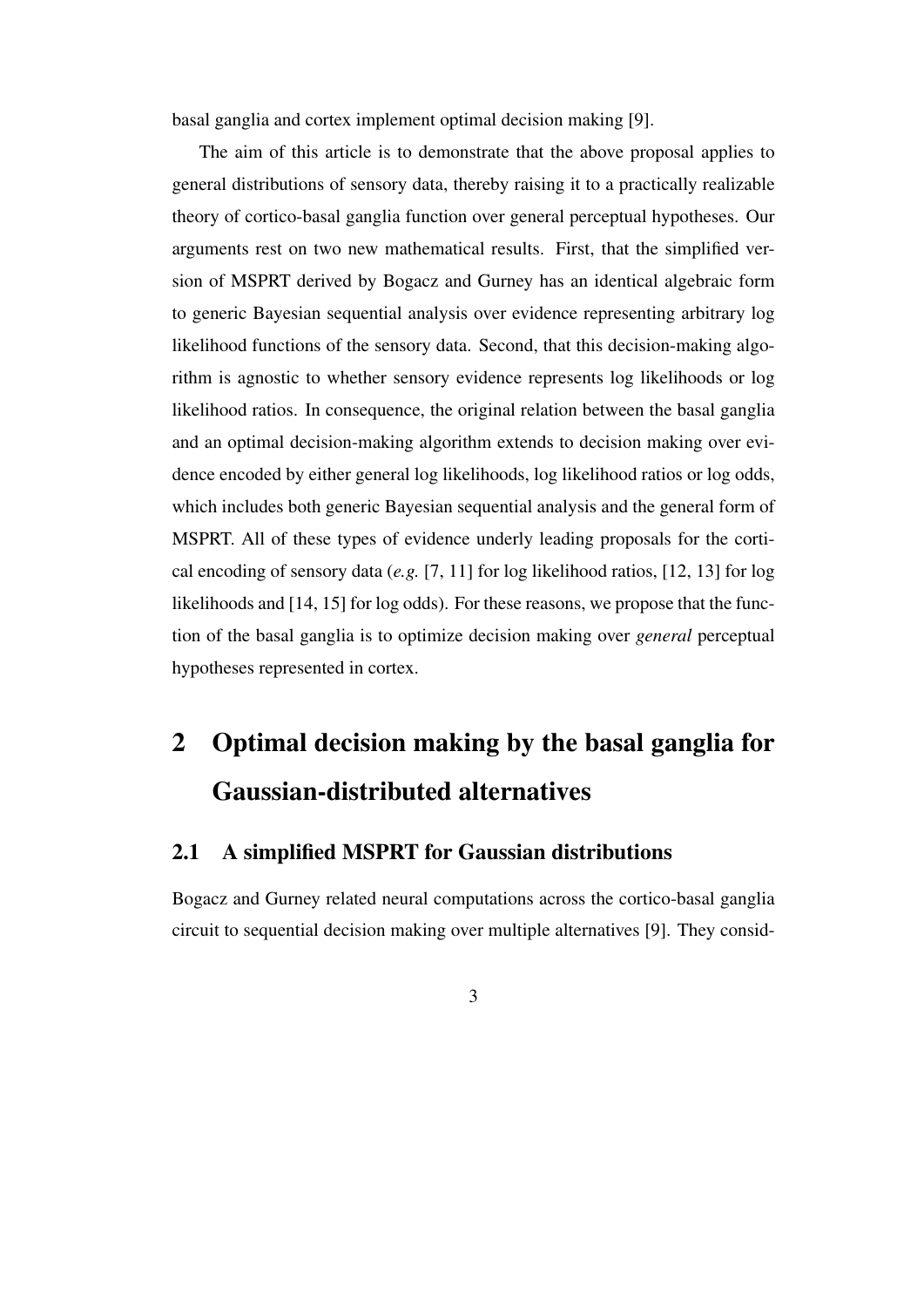basal ganglia and cortex implement optimal decision making [9].

The aim of this article is to demonstrate that the above proposal applies to general distributions of sensory data, thereby raising it to a practically realizable theory of cortico-basal ganglia function over general perceptual hypotheses. Our arguments rest on two new mathematical results. First, that the simplified version of MSPRT derived by Bogacz and Gurney has an identical algebraic form to generic Bayesian sequential analysis over evidence representing arbitrary log likelihood functions of the sensory data. Second, that this decision-making algorithm is agnostic to whether sensory evidence represents log likelihoods or log likelihood ratios. In consequence, the original relation between the basal ganglia and an optimal decision-making algorithm extends to decision making over evidence encoded by either general log likelihoods, log likelihood ratios or log odds, which includes both generic Bayesian sequential analysis and the general form of MSPRT. All of these types of evidence underly leading proposals for the cortical encoding of sensory data (*e.g.* [7, 11] for log likelihood ratios, [12, 13] for log likelihoods and [14, 15] for log odds). For these reasons, we propose that the function of the basal ganglia is to optimize decision making over *general* perceptual hypotheses represented in cortex.

# 2 Optimal decision making by the basal ganglia for Gaussian-distributed alternatives

## 2.1 A simplified MSPRT for Gaussian distributions

Bogacz and Gurney related neural computations across the cortico-basal ganglia circuit to sequential decision making over multiple alternatives [9]. They consid-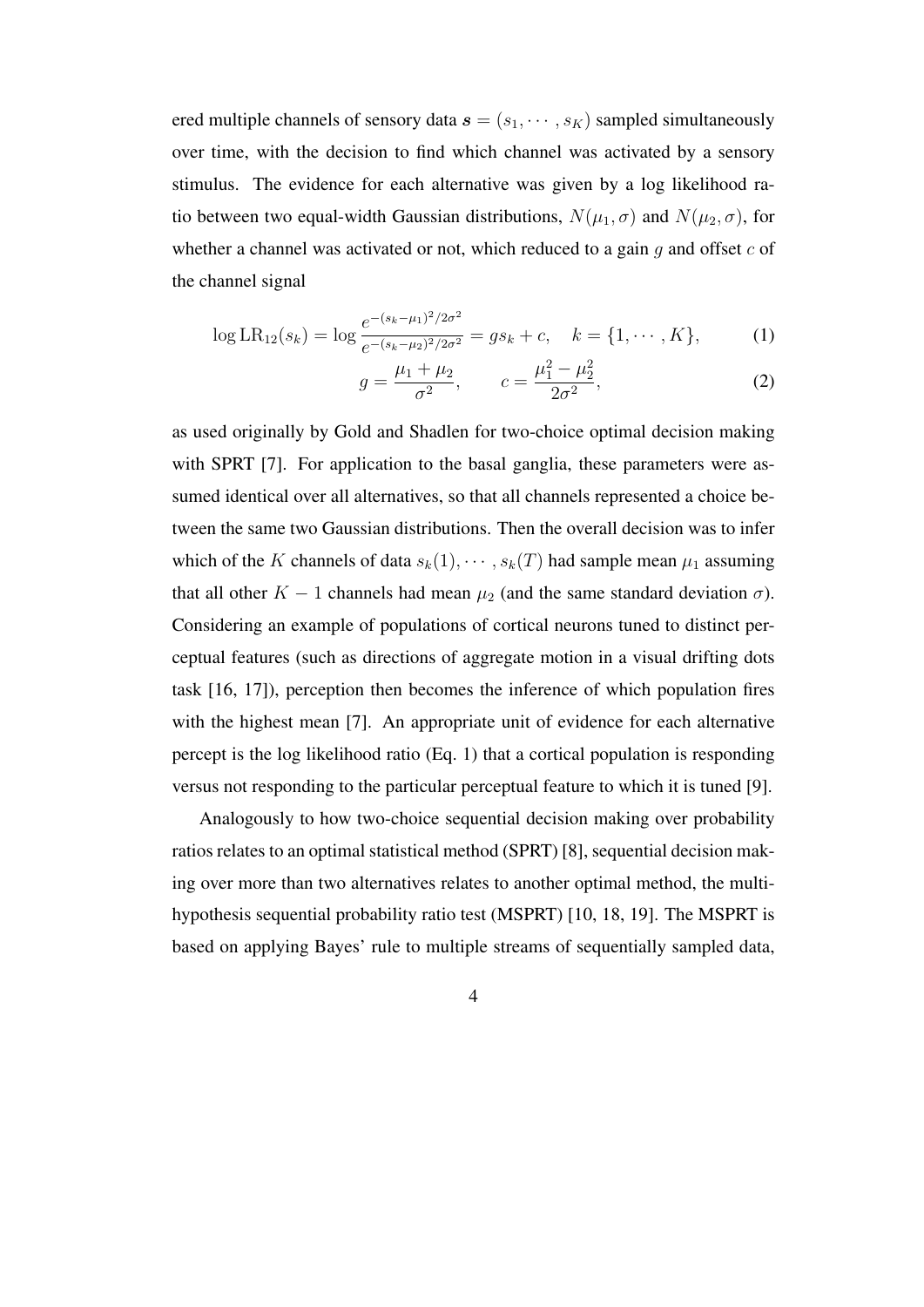ered multiple channels of sensory data $\boldsymbol{s} = (s_1, \cdots, s_K)$ sampled simultaneously over time, with the decision to find which channel was activated by a sensory stimulus. The evidence for each alternative was given by a log likelihood ratio between two equal-width Gaussian distributions, $N(\mu_1, \sigma)$ and $N(\mu_2, \sigma)$, for whether a channel was activated or not, which reduced to a gain $g$ and offset $c$ of the channel signal

$$\log \mathrm{LR}_{12}(s_k) = \log \frac{e^{-(s_k-\mu_1)^2/2\sigma^2}}{e^{-(s_k-\mu_2)^2/2\sigma^2}} = g s_k + c, \quad k = \{1, \cdots, K\}, \tag{1}$$

$$g = \frac{\mu_1 + \mu_2}{\sigma^2}, \qquad c = \frac{\mu_1^2 - \mu_2^2}{2\sigma^2}, \tag{2}$$

as used originally by Gold and Shadlen for two-choice optimal decision making with SPRT [7]. For application to the basal ganglia, these parameters were assumed identical over all alternatives, so that all channels represented a choice between the same two Gaussian distributions. Then the overall decision was to infer which of the $K$ channels of data $s_k(1), \cdots, s_k(T)$ had sample mean $\mu_1$ assuming that all other $K - 1$ channels had mean $\mu_2$ (and the same standard deviation $\sigma$). Considering an example of populations of cortical neurons tuned to distinct perceptual features (such as directions of aggregate motion in a visual drifting dots task [16, 17]), perception then becomes the inference of which population fires with the highest mean [7]. An appropriate unit of evidence for each alternative percept is the log likelihood ratio (Eq. 1) that a cortical population is responding versus not responding to the particular perceptual feature to which it is tuned [9].

Analogously to how two-choice sequential decision making over probability ratios relates to an optimal statistical method (SPRT) [8], sequential decision making over more than two alternatives relates to another optimal method, the multihypothesis sequential probability ratio test (MSPRT) [10, 18, 19]. The MSPRT is based on applying Bayes' rule to multiple streams of sequentially sampled data,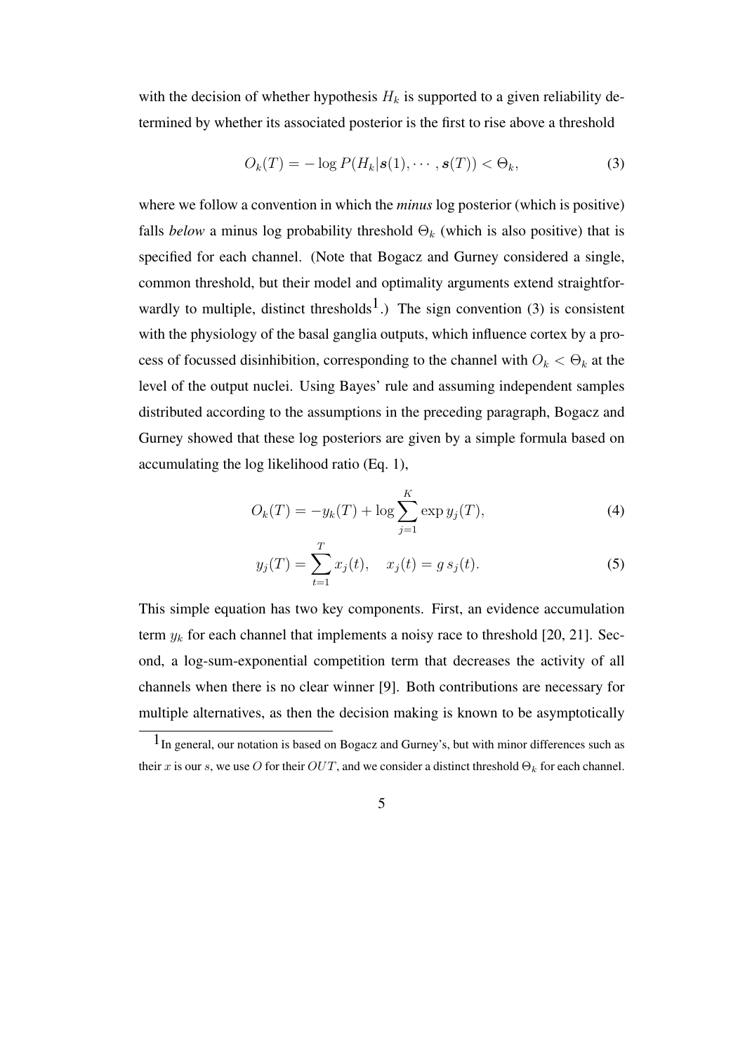with the decision of whether hypothesis $H_k$ is supported to a given reliability determined by whether its associated posterior is the first to rise above a threshold

$$O_k(T) = -\log P(H_k|\boldsymbol{s}(1), \cdots, \boldsymbol{s}(T)) < \Theta_k, \tag{3}$$

where we follow a convention in which the *minus* log posterior (which is positive) falls *below* a minus log probability threshold $\Theta_k$ (which is also positive) that is specified for each channel. (Note that Bogacz and Gurney considered a single, common threshold, but their model and optimality arguments extend straightforwardly to multiple, distinct thresholds[1].) The sign convention (3) is consistent with the physiology of the basal ganglia outputs, which influence cortex by a process of focussed disinhibition, corresponding to the channel with $O_k < \Theta_k$ at the level of the output nuclei. Using Bayes' rule and assuming independent samples distributed according to the assumptions in the preceding paragraph, Bogacz and Gurney showed that these log posteriors are given by a simple formula based on accumulating the log likelihood ratio (Eq. 1),

$$O_k(T) = -y_k(T) + \log \sum_{j=1}^{K} \exp y_j(T), \tag{4}$$

$$y_j(T) = \sum_{t=1}^{T} x_j(t), \quad x_j(t) = g\, s_j(t). \tag{5}$$

This simple equation has two key components. First, an evidence accumulation term $y_k$ for each channel that implements a noisy race to threshold [20, 21]. Second, a log-sum-exponential competition term that decreases the activity of all channels when there is no clear winner [9]. Both contributions are necessary for multiple alternatives, as then the decision making is known to be asymptotically

[1] In general, our notation is based on Bogacz and Gurney's, but with minor differences such as their $x$ is our $s$, we use $O$ for their $OUT$, and we consider a distinct threshold $\Theta_k$ for each channel.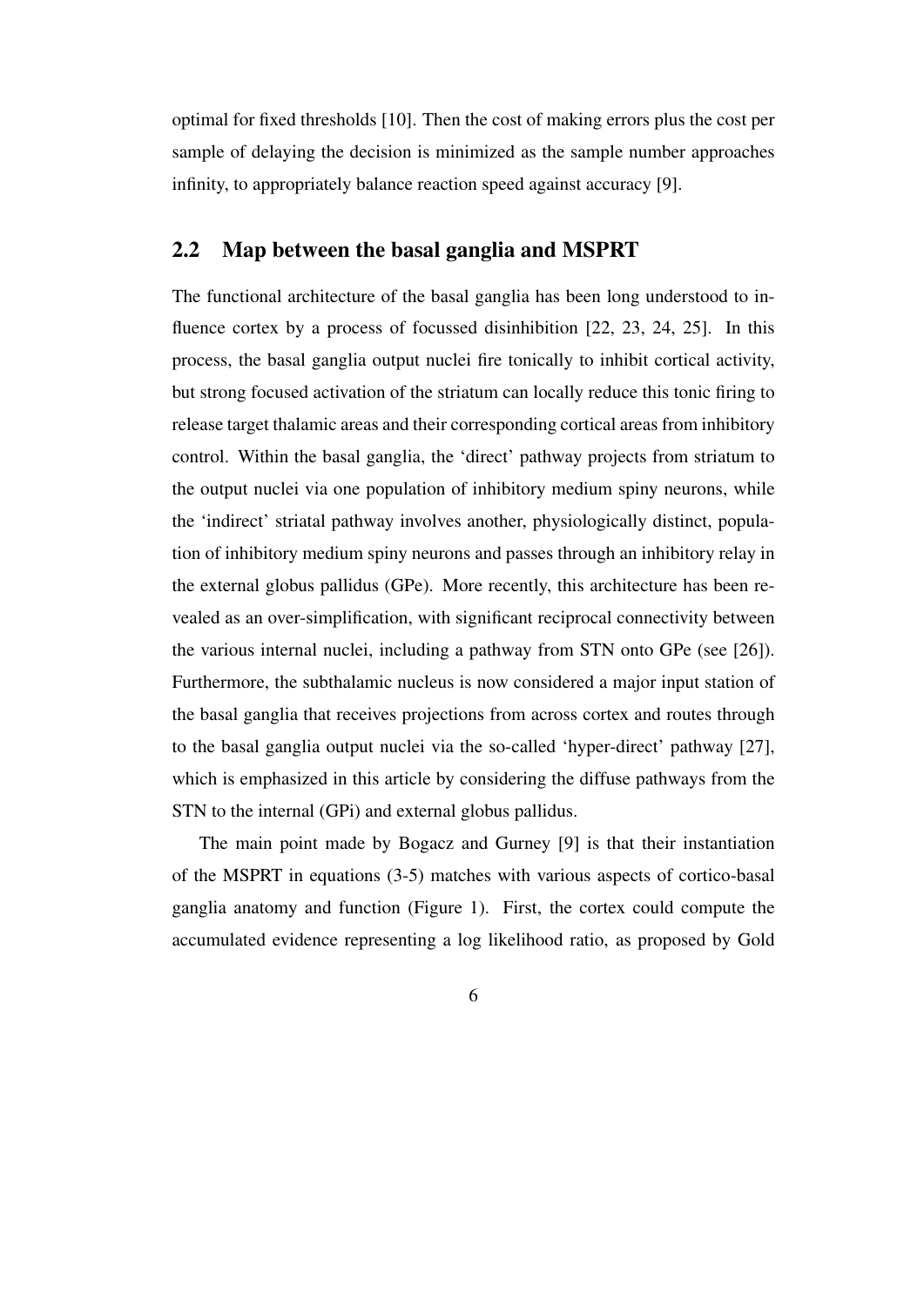optimal for fixed thresholds [10]. Then the cost of making errors plus the cost per sample of delaying the decision is minimized as the sample number approaches infinity, to appropriately balance reaction speed against accuracy [9].

## 2.2 Map between the basal ganglia and MSPRT

The functional architecture of the basal ganglia has been long understood to influence cortex by a process of focussed disinhibition [22, 23, 24, 25]. In this process, the basal ganglia output nuclei fire tonically to inhibit cortical activity, but strong focused activation of the striatum can locally reduce this tonic firing to release target thalamic areas and their corresponding cortical areas from inhibitory control. Within the basal ganglia, the 'direct' pathway projects from striatum to the output nuclei via one population of inhibitory medium spiny neurons, while the 'indirect' striatal pathway involves another, physiologically distinct, population of inhibitory medium spiny neurons and passes through an inhibitory relay in the external globus pallidus (GPe). More recently, this architecture has been revealed as an over-simplification, with significant reciprocal connectivity between the various internal nuclei, including a pathway from STN onto GPe (see [26]). Furthermore, the subthalamic nucleus is now considered a major input station of the basal ganglia that receives projections from across cortex and routes through to the basal ganglia output nuclei via the so-called 'hyper-direct' pathway [27], which is emphasized in this article by considering the diffuse pathways from the STN to the internal (GPi) and external globus pallidus.

The main point made by Bogacz and Gurney [9] is that their instantiation of the MSPRT in equations (3-5) matches with various aspects of cortico-basal ganglia anatomy and function (Figure 1). First, the cortex could compute the accumulated evidence representing a log likelihood ratio, as proposed by Gold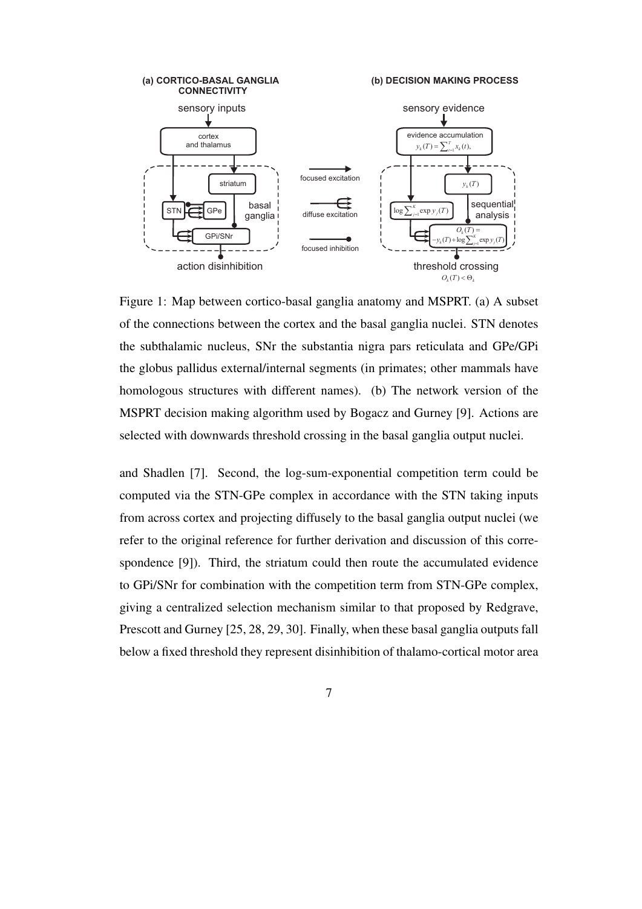Figure 1: Map between cortico-basal ganglia anatomy and MSPRT. (a) A subset of the connections between the cortex and the basal ganglia nuclei. STN denotes the subthalamic nucleus, SNr the substantia nigra pars reticulata and GPe/GPi the globus pallidus external/internal segments (in primates; other mammals have homologous structures with different names). (b) The network version of the MSPRT decision making algorithm used by Bogacz and Gurney [9]. Actions are selected with downwards threshold crossing in the basal ganglia output nuclei.

and Shadlen [7]. Second, the log-sum-exponential competition term could be computed via the STN-GPe complex in accordance with the STN taking inputs from across cortex and projecting diffusely to the basal ganglia output nuclei (we refer to the original reference for further derivation and discussion of this correspondence [9]). Third, the striatum could then route the accumulated evidence to GPi/SNr for combination with the competition term from STN-GPe complex, giving a centralized selection mechanism similar to that proposed by Redgrave, Prescott and Gurney [25, 28, 29, 30]. Finally, when these basal ganglia outputs fall below a fixed threshold they represent disinhibition of thalamo-cortical motor area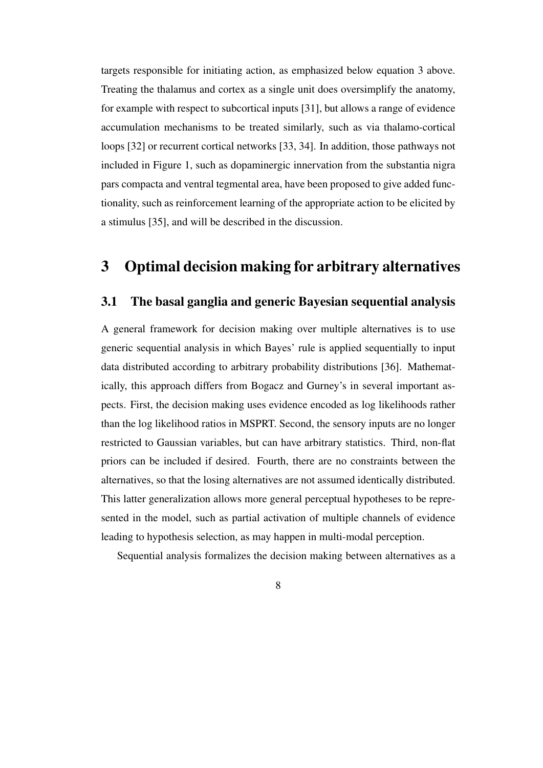targets responsible for initiating action, as emphasized below equation 3 above. Treating the thalamus and cortex as a single unit does oversimplify the anatomy, for example with respect to subcortical inputs [31], but allows a range of evidence accumulation mechanisms to be treated similarly, such as via thalamo-cortical loops [32] or recurrent cortical networks [33, 34]. In addition, those pathways not included in Figure 1, such as dopaminergic innervation from the substantia nigra pars compacta and ventral tegmental area, have been proposed to give added functionality, such as reinforcement learning of the appropriate action to be elicited by a stimulus [35], and will be described in the discussion.

# 3 Optimal decision making for arbitrary alternatives

## 3.1 The basal ganglia and generic Bayesian sequential analysis

A general framework for decision making over multiple alternatives is to use generic sequential analysis in which Bayes' rule is applied sequentially to input data distributed according to arbitrary probability distributions [36]. Mathematically, this approach differs from Bogacz and Gurney's in several important aspects. First, the decision making uses evidence encoded as log likelihoods rather than the log likelihood ratios in MSPRT. Second, the sensory inputs are no longer restricted to Gaussian variables, but can have arbitrary statistics. Third, non-flat priors can be included if desired. Fourth, there are no constraints between the alternatives, so that the losing alternatives are not assumed identically distributed. This latter generalization allows more general perceptual hypotheses to be represented in the model, such as partial activation of multiple channels of evidence leading to hypothesis selection, as may happen in multi-modal perception.

Sequential analysis formalizes the decision making between alternatives as a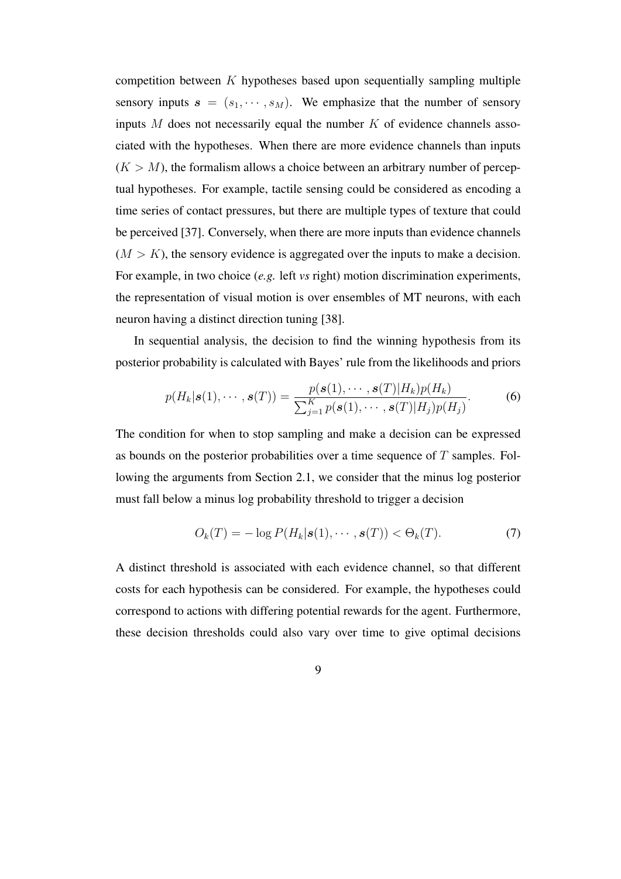competition between $K$ hypotheses based upon sequentially sampling multiple sensory inputs $\boldsymbol{s} = (s_1, \cdots, s_M)$. We emphasize that the number of sensory inputs $M$ does not necessarily equal the number $K$ of evidence channels associated with the hypotheses. When there are more evidence channels than inputs ($K > M$), the formalism allows a choice between an arbitrary number of perceptual hypotheses. For example, tactile sensing could be considered as encoding a time series of contact pressures, but there are multiple types of texture that could be perceived [37]. Conversely, when there are more inputs than evidence channels ($M > K$), the sensory evidence is aggregated over the inputs to make a decision. For example, in two choice (*e.g.* left *vs* right) motion discrimination experiments, the representation of visual motion is over ensembles of MT neurons, with each neuron having a distinct direction tuning [38].

In sequential analysis, the decision to find the winning hypothesis from its posterior probability is calculated with Bayes' rule from the likelihoods and priors

$$p(H_k|\boldsymbol{s}(1), \cdots, \boldsymbol{s}(T)) = \frac{p(\boldsymbol{s}(1), \cdots, \boldsymbol{s}(T)|H_k)p(H_k)}{\sum_{j=1}^{K} p(\boldsymbol{s}(1), \cdots, \boldsymbol{s}(T)|H_j)p(H_j)}. \tag{6}$$

The condition for when to stop sampling and make a decision can be expressed as bounds on the posterior probabilities over a time sequence of $T$ samples. Following the arguments from Section 2.1, we consider that the minus log posterior must fall below a minus log probability threshold to trigger a decision

$$O_k(T) = -\log P(H_k|\boldsymbol{s}(1), \cdots, \boldsymbol{s}(T)) < \Theta_k(T). \tag{7}$$

A distinct threshold is associated with each evidence channel, so that different costs for each hypothesis can be considered. For example, the hypotheses could correspond to actions with differing potential rewards for the agent. Furthermore, these decision thresholds could also vary over time to give optimal decisions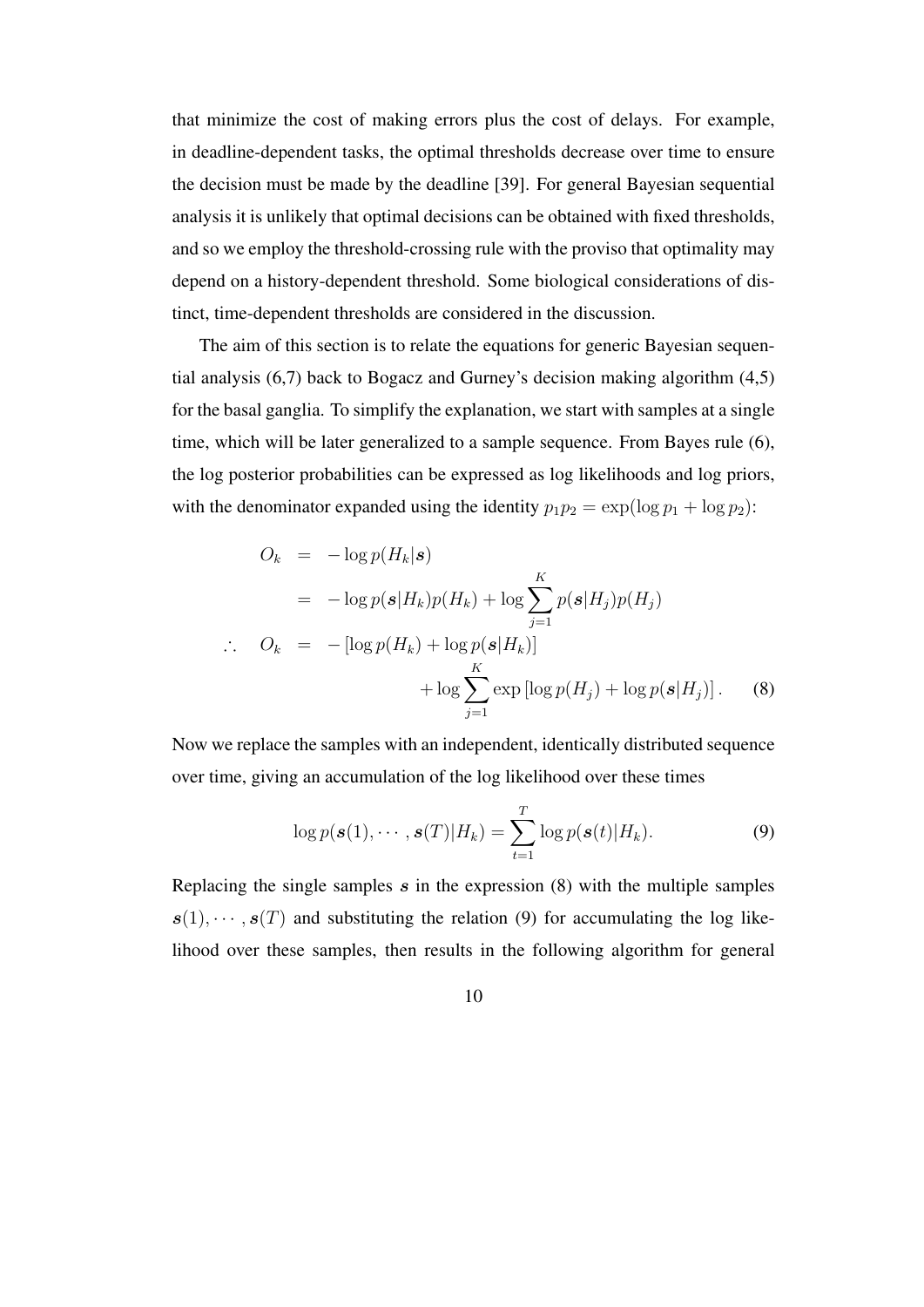that minimize the cost of making errors plus the cost of delays. For example, in deadline-dependent tasks, the optimal thresholds decrease over time to ensure the decision must be made by the deadline [39]. For general Bayesian sequential analysis it is unlikely that optimal decisions can be obtained with fixed thresholds, and so we employ the threshold-crossing rule with the proviso that optimality may depend on a history-dependent threshold. Some biological considerations of distinct, time-dependent thresholds are considered in the discussion.

The aim of this section is to relate the equations for generic Bayesian sequential analysis (6,7) back to Bogacz and Gurney's decision making algorithm (4,5) for the basal ganglia. To simplify the explanation, we start with samples at a single time, which will be later generalized to a sample sequence. From Bayes rule (6), the log posterior probabilities can be expressed as log likelihoods and log priors, with the denominator expanded using the identity $p_1 p_2 = \exp(\log p_1 + \log p_2)$:

$$
\begin{aligned}
O_k &= -\log p(H_k|\boldsymbol{s}) \\
&= -\log p(\boldsymbol{s}|H_k)p(H_k) + \log \sum_{j=1}^{K} p(\boldsymbol{s}|H_j)p(H_j) \\
\therefore \quad O_k &= -\left[\log p(H_k) + \log p(\boldsymbol{s}|H_k)\right] \\
&\quad + \log \sum_{j=1}^{K} \exp\left[\log p(H_j) + \log p(\boldsymbol{s}|H_j)\right]. \qquad (8)
\end{aligned}
$$

Now we replace the samples with an independent, identically distributed sequence over time, giving an accumulation of the log likelihood over these times

$$
\log p(\boldsymbol{s}(1), \cdots, \boldsymbol{s}(T)|H_k) = \sum_{t=1}^{T} \log p(\boldsymbol{s}(t)|H_k). \qquad (9)
$$

Replacing the single samples $\boldsymbol{s}$ in the expression (8) with the multiple samples $\boldsymbol{s}(1), \cdots, \boldsymbol{s}(T)$ and substituting the relation (9) for accumulating the log likelihood over these samples, then results in the following algorithm for general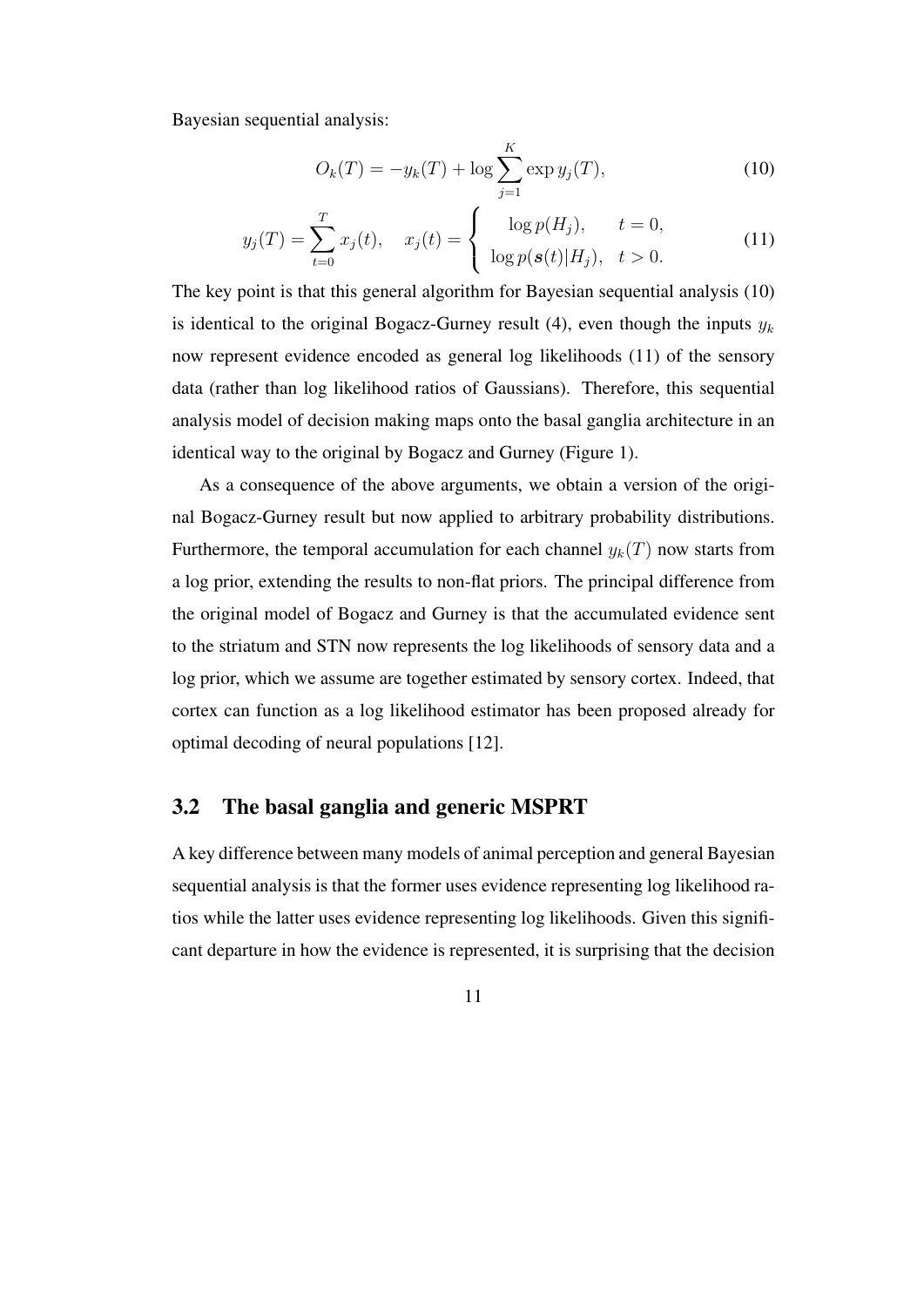Bayesian sequential analysis:

$$O_k(T) = -y_k(T) + \log \sum_{j=1}^{K} \exp y_j(T), \tag{10}$$

$$y_j(T) = \sum_{t=0}^{T} x_j(t), \quad x_j(t) = \begin{cases} \log p(H_j), & t = 0, \\ \log p(\boldsymbol{s}(t)|H_j), & t > 0. \end{cases} \tag{11}$$

The key point is that this general algorithm for Bayesian sequential analysis (10) is identical to the original Bogacz-Gurney result (4), even though the inputs $y_k$ now represent evidence encoded as general log likelihoods (11) of the sensory data (rather than log likelihood ratios of Gaussians). Therefore, this sequential analysis model of decision making maps onto the basal ganglia architecture in an identical way to the original by Bogacz and Gurney (Figure 1).

As a consequence of the above arguments, we obtain a version of the original Bogacz-Gurney result but now applied to arbitrary probability distributions. Furthermore, the temporal accumulation for each channel $y_k(T)$ now starts from a log prior, extending the results to non-flat priors. The principal difference from the original model of Bogacz and Gurney is that the accumulated evidence sent to the striatum and STN now represents the log likelihoods of sensory data and a log prior, which we assume are together estimated by sensory cortex. Indeed, that cortex can function as a log likelihood estimator has been proposed already for optimal decoding of neural populations [12].

## 3.2 The basal ganglia and generic MSPRT

A key difference between many models of animal perception and general Bayesian sequential analysis is that the former uses evidence representing log likelihood ratios while the latter uses evidence representing log likelihoods. Given this significant departure in how the evidence is represented, it is surprising that the decision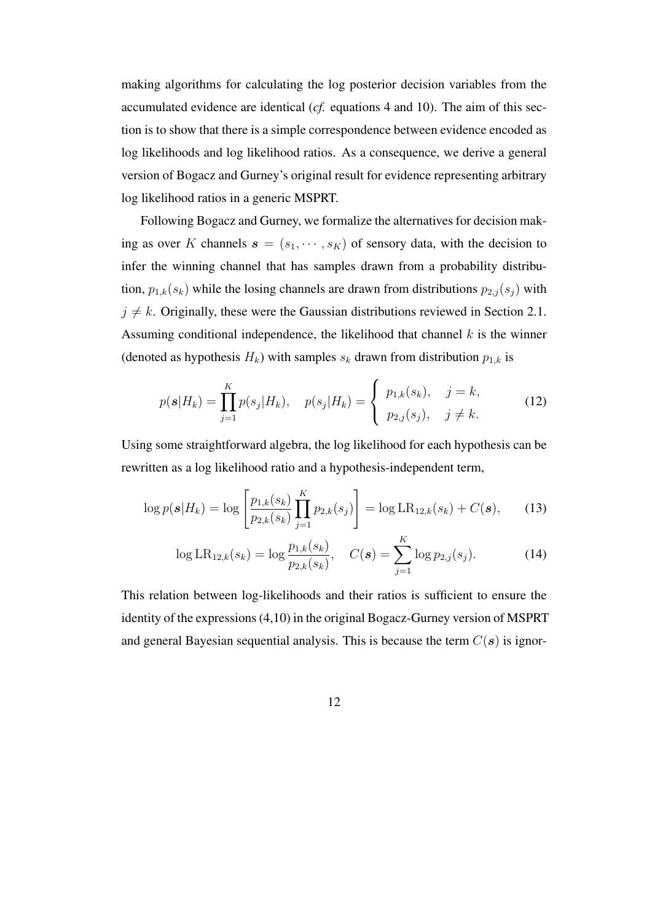making algorithms for calculating the log posterior decision variables from the accumulated evidence are identical (*cf.* equations 4 and 10). The aim of this section is to show that there is a simple correspondence between evidence encoded as log likelihoods and log likelihood ratios. As a consequence, we derive a general version of Bogacz and Gurney's original result for evidence representing arbitrary log likelihood ratios in a generic MSPRT.

Following Bogacz and Gurney, we formalize the alternatives for decision making as over $K$ channels $\boldsymbol{s} = (s_1, \cdots, s_K)$ of sensory data, with the decision to infer the winning channel that has samples drawn from a probability distribution, $p_{1,k}(s_k)$ while the losing channels are drawn from distributions $p_{2,j}(s_j)$ with $j \neq k$. Originally, these were the Gaussian distributions reviewed in Section 2.1. Assuming conditional independence, the likelihood that channel $k$ is the winner (denoted as hypothesis $H_k$) with samples $s_k$ drawn from distribution $p_{1,k}$ is

$$p(\boldsymbol{s}|H_k) = \prod_{j=1}^{K} p(s_j|H_k), \quad p(s_j|H_k) = \begin{cases} p_{1,k}(s_k), & j = k, \\ p_{2,j}(s_j), & j \neq k. \end{cases} \tag{12}$$

Using some straightforward algebra, the log likelihood for each hypothesis can be rewritten as a log likelihood ratio and a hypothesis-independent term,

$$\log p(\boldsymbol{s}|H_k) = \log \left[ \frac{p_{1,k}(s_k)}{p_{2,k}(s_k)} \prod_{j=1}^{K} p_{2,k}(s_j) \right] = \log \mathrm{LR}_{12,k}(s_k) + C(\boldsymbol{s}), \tag{13}$$

$$\log \mathrm{LR}_{12,k}(s_k) = \log \frac{p_{1,k}(s_k)}{p_{2,k}(s_k)}, \quad C(\boldsymbol{s}) = \sum_{j=1}^{K} \log p_{2,j}(s_j). \tag{14}$$

This relation between log-likelihoods and their ratios is sufficient to ensure the identity of the expressions (4,10) in the original Bogacz-Gurney version of MSPRT and general Bayesian sequential analysis. This is because the term $C(\boldsymbol{s})$ is ignor-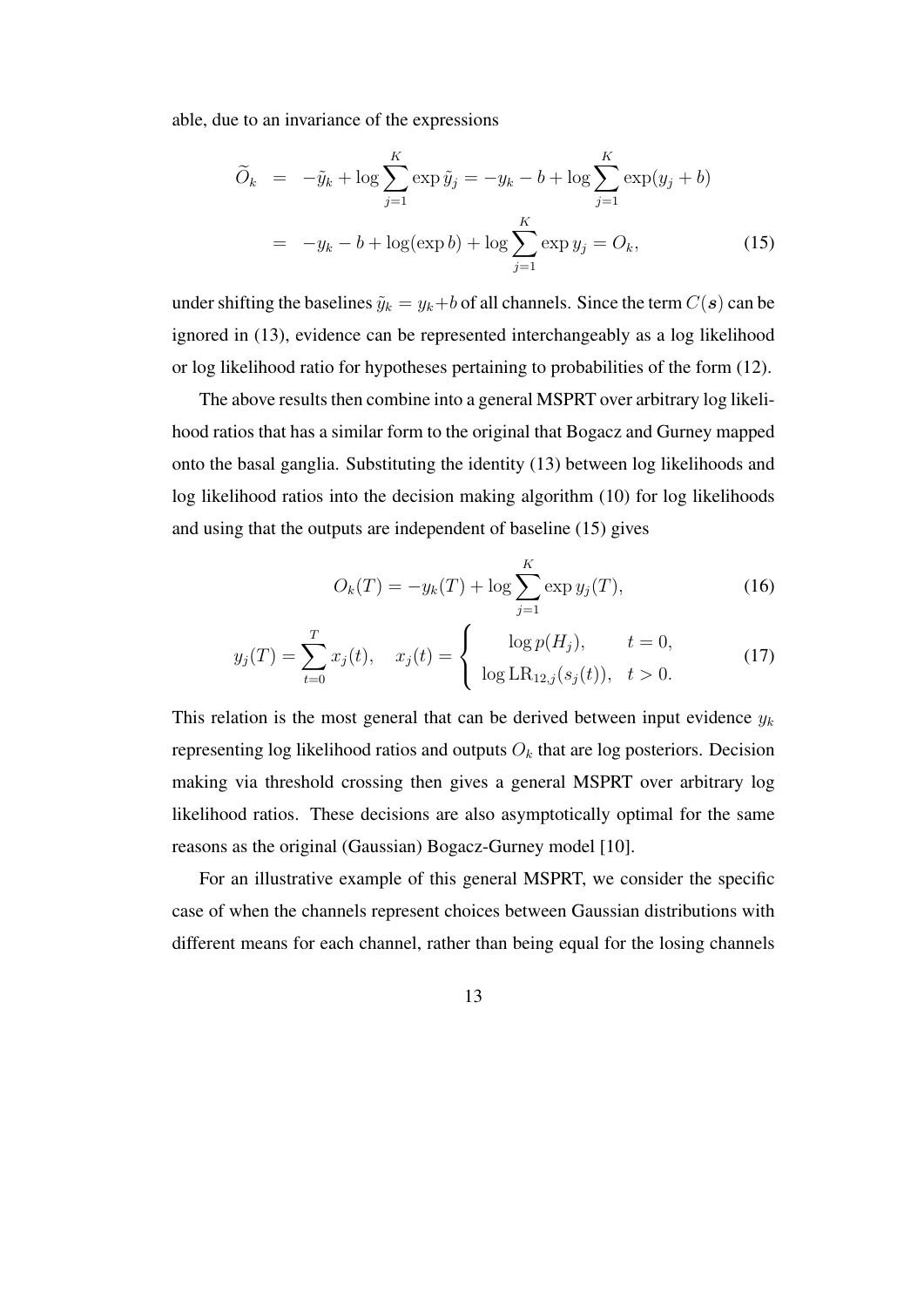able, due to an invariance of the expressions

$$\begin{aligned}
\widetilde{O}_k &= -\tilde{y}_k + \log \sum_{j=1}^{K} \exp \tilde{y}_j = -y_k - b + \log \sum_{j=1}^{K} \exp(y_j + b) \\
&= -y_k - b + \log(\exp b) + \log \sum_{j=1}^{K} \exp y_j = O_k, \qquad (15)
\end{aligned}$$

under shifting the baselines $\tilde{y}_k = y_k + b$ of all channels. Since the term $C(\boldsymbol{s})$ can be ignored in (13), evidence can be represented interchangeably as a log likelihood or log likelihood ratio for hypotheses pertaining to probabilities of the form (12).

The above results then combine into a general MSPRT over arbitrary log likelihood ratios that has a similar form to the original that Bogacz and Gurney mapped onto the basal ganglia. Substituting the identity (13) between log likelihoods and log likelihood ratios into the decision making algorithm (10) for log likelihoods and using that the outputs are independent of baseline (15) gives

$$O_k(T) = -y_k(T) + \log \sum_{j=1}^{K} \exp y_j(T), \qquad (16)$$

$$y_j(T) = \sum_{t=0}^{T} x_j(t), \quad x_j(t) = \begin{cases} \log p(H_j), & t = 0, \\ \log \mathrm{LR}_{12,j}(s_j(t)), & t > 0. \end{cases} \qquad (17)$$

This relation is the most general that can be derived between input evidence $y_k$ representing log likelihood ratios and outputs $O_k$ that are log posteriors. Decision making via threshold crossing then gives a general MSPRT over arbitrary log likelihood ratios. These decisions are also asymptotically optimal for the same reasons as the original (Gaussian) Bogacz-Gurney model [10].

For an illustrative example of this general MSPRT, we consider the specific case of when the channels represent choices between Gaussian distributions with different means for each channel, rather than being equal for the losing channels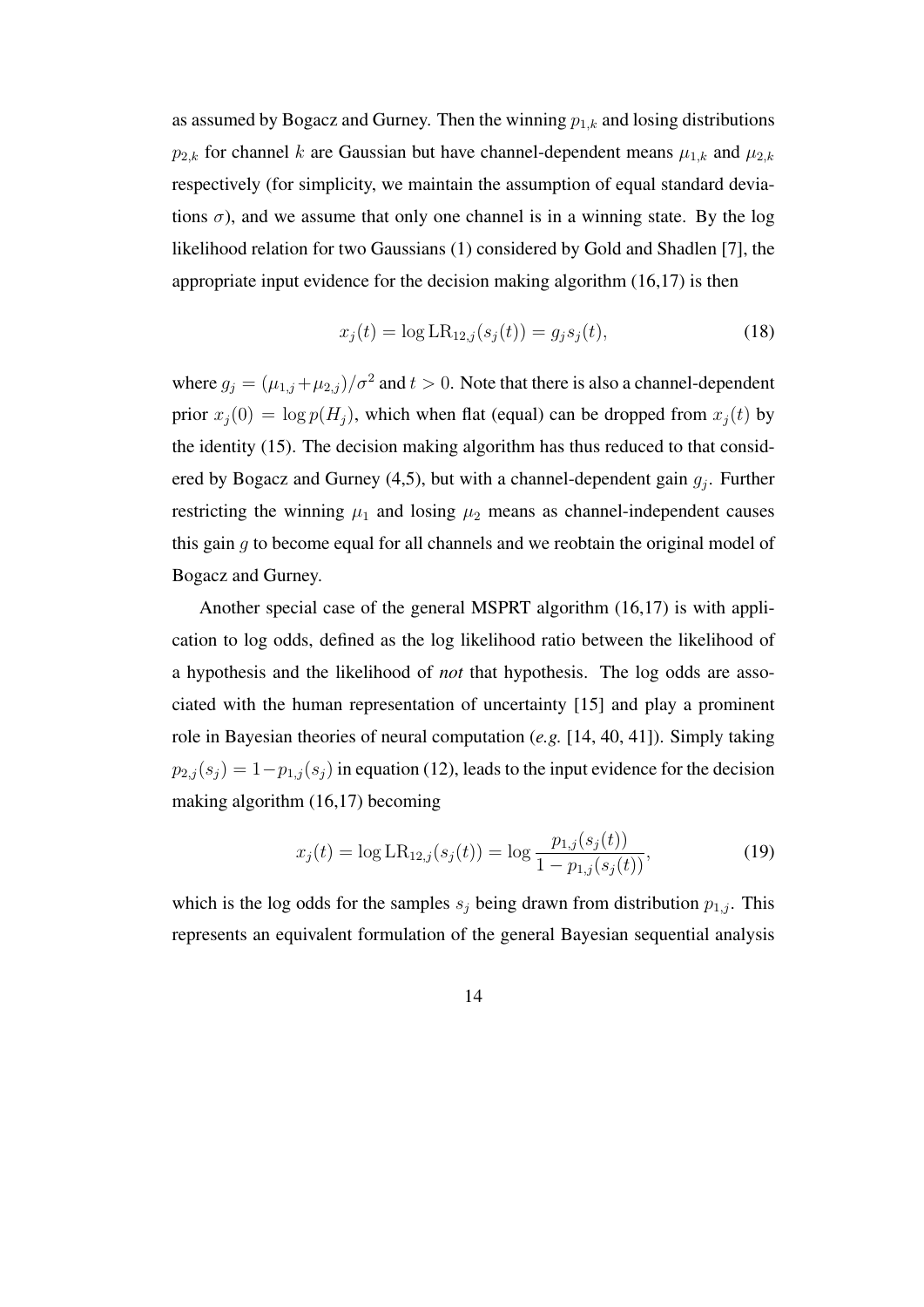as assumed by Bogacz and Gurney. Then the winning $p_{1,k}$ and losing distributions $p_{2,k}$ for channel $k$ are Gaussian but have channel-dependent means $\mu_{1,k}$ and $\mu_{2,k}$ respectively (for simplicity, we maintain the assumption of equal standard deviations $\sigma$), and we assume that only one channel is in a winning state. By the log likelihood relation for two Gaussians (1) considered by Gold and Shadlen [7], the appropriate input evidence for the decision making algorithm (16,17) is then

$$x_j(t) = \log \mathrm{LR}_{12,j}(s_j(t)) = g_j s_j(t), \tag{18}$$

where $g_j = (\mu_{1,j} + \mu_{2,j})/\sigma^2$ and $t > 0$. Note that there is also a channel-dependent prior $x_j(0) = \log p(H_j)$, which when flat (equal) can be dropped from $x_j(t)$ by the identity (15). The decision making algorithm has thus reduced to that considered by Bogacz and Gurney (4,5), but with a channel-dependent gain $g_j$. Further restricting the winning $\mu_1$ and losing $\mu_2$ means as channel-independent causes this gain $g$ to become equal for all channels and we reobtain the original model of Bogacz and Gurney.

Another special case of the general MSPRT algorithm (16,17) is with application to log odds, defined as the log likelihood ratio between the likelihood of a hypothesis and the likelihood of *not* that hypothesis. The log odds are associated with the human representation of uncertainty [15] and play a prominent role in Bayesian theories of neural computation (*e.g.* [14, 40, 41]). Simply taking $p_{2,j}(s_j) = 1 - p_{1,j}(s_j)$ in equation (12), leads to the input evidence for the decision making algorithm (16,17) becoming

$$x_j(t) = \log \mathrm{LR}_{12,j}(s_j(t)) = \log \frac{p_{1,j}(s_j(t))}{1 - p_{1,j}(s_j(t))}, \tag{19}$$

which is the log odds for the samples $s_j$ being drawn from distribution $p_{1,j}$. This represents an equivalent formulation of the general Bayesian sequential analysis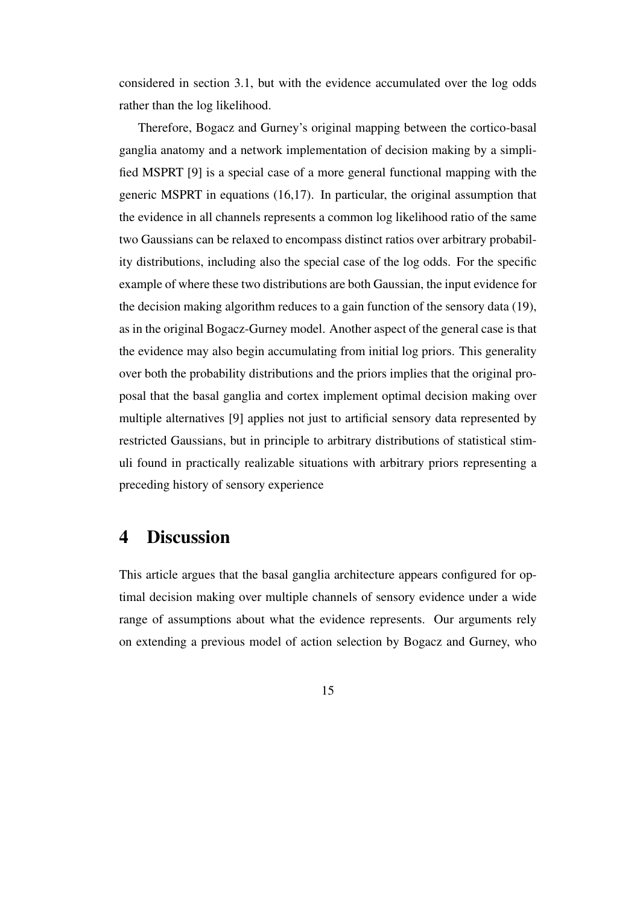considered in section 3.1, but with the evidence accumulated over the log odds rather than the log likelihood.

Therefore, Bogacz and Gurney's original mapping between the cortico-basal ganglia anatomy and a network implementation of decision making by a simplified MSPRT [9] is a special case of a more general functional mapping with the generic MSPRT in equations (16,17). In particular, the original assumption that the evidence in all channels represents a common log likelihood ratio of the same two Gaussians can be relaxed to encompass distinct ratios over arbitrary probability distributions, including also the special case of the log odds. For the specific example of where these two distributions are both Gaussian, the input evidence for the decision making algorithm reduces to a gain function of the sensory data (19), as in the original Bogacz-Gurney model. Another aspect of the general case is that the evidence may also begin accumulating from initial log priors. This generality over both the probability distributions and the priors implies that the original proposal that the basal ganglia and cortex implement optimal decision making over multiple alternatives [9] applies not just to artificial sensory data represented by restricted Gaussians, but in principle to arbitrary distributions of statistical stimuli found in practically realizable situations with arbitrary priors representing a preceding history of sensory experience

# 4 Discussion

This article argues that the basal ganglia architecture appears configured for optimal decision making over multiple channels of sensory evidence under a wide range of assumptions about what the evidence represents. Our arguments rely on extending a previous model of action selection by Bogacz and Gurney, who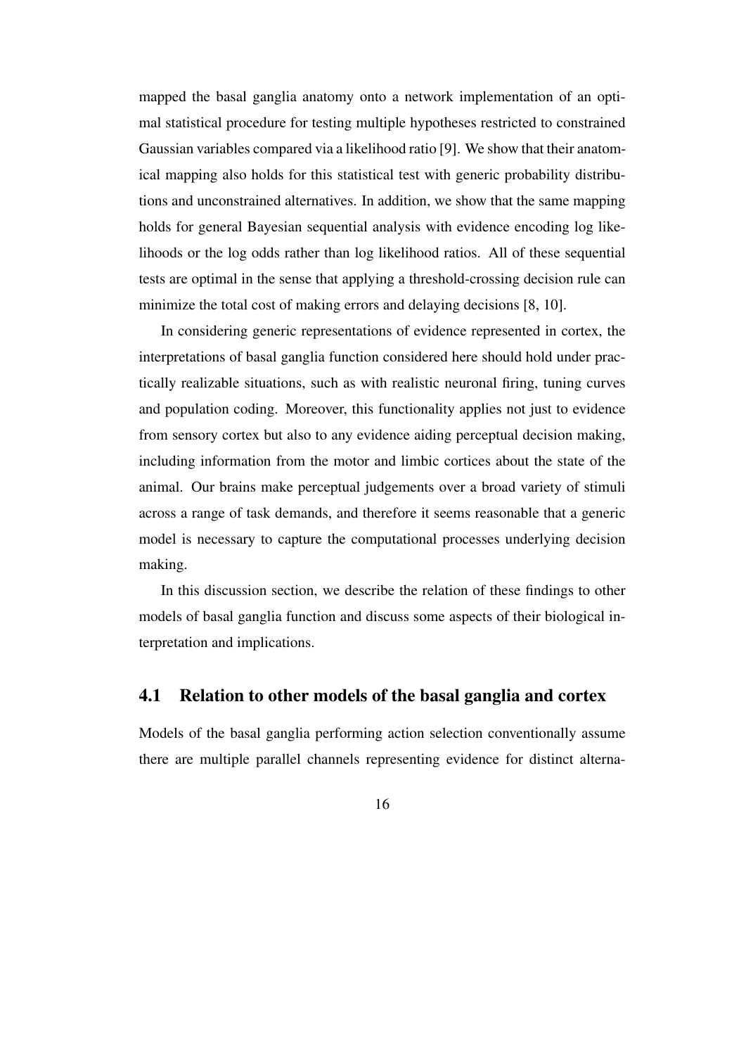mapped the basal ganglia anatomy onto a network implementation of an optimal statistical procedure for testing multiple hypotheses restricted to constrained Gaussian variables compared via a likelihood ratio [9]. We show that their anatomical mapping also holds for this statistical test with generic probability distributions and unconstrained alternatives. In addition, we show that the same mapping holds for general Bayesian sequential analysis with evidence encoding log likelihoods or the log odds rather than log likelihood ratios. All of these sequential tests are optimal in the sense that applying a threshold-crossing decision rule can minimize the total cost of making errors and delaying decisions [8, 10].

In considering generic representations of evidence represented in cortex, the interpretations of basal ganglia function considered here should hold under practically realizable situations, such as with realistic neuronal firing, tuning curves and population coding. Moreover, this functionality applies not just to evidence from sensory cortex but also to any evidence aiding perceptual decision making, including information from the motor and limbic cortices about the state of the animal. Our brains make perceptual judgements over a broad variety of stimuli across a range of task demands, and therefore it seems reasonable that a generic model is necessary to capture the computational processes underlying decision making.

In this discussion section, we describe the relation of these findings to other models of basal ganglia function and discuss some aspects of their biological interpretation and implications.

## 4.1 Relation to other models of the basal ganglia and cortex

Models of the basal ganglia performing action selection conventionally assume there are multiple parallel channels representing evidence for distinct alterna-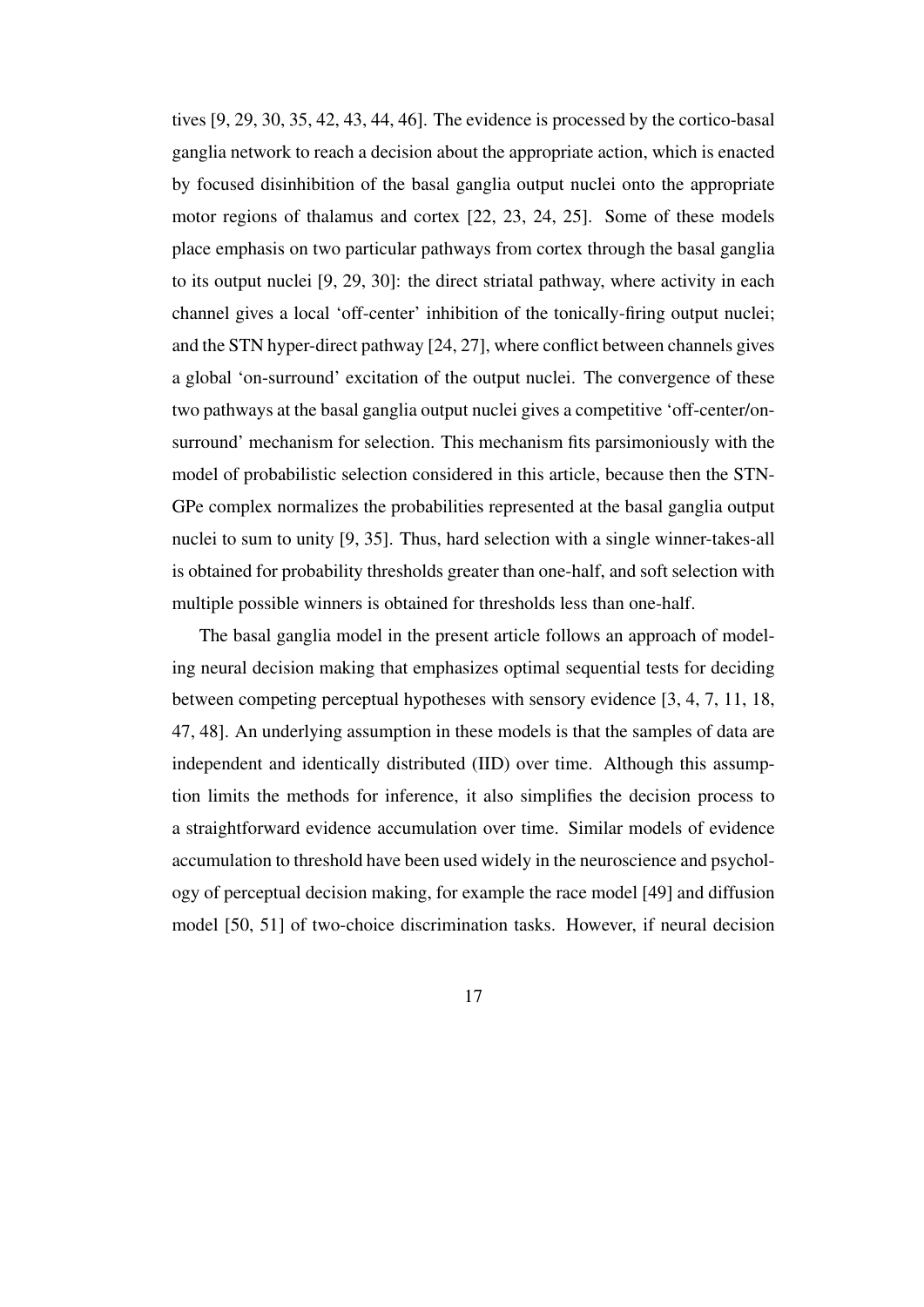tives [9, 29, 30, 35, 42, 43, 44, 46]. The evidence is processed by the cortico-basal ganglia network to reach a decision about the appropriate action, which is enacted by focused disinhibition of the basal ganglia output nuclei onto the appropriate motor regions of thalamus and cortex [22, 23, 24, 25]. Some of these models place emphasis on two particular pathways from cortex through the basal ganglia to its output nuclei [9, 29, 30]: the direct striatal pathway, where activity in each channel gives a local 'off-center' inhibition of the tonically-firing output nuclei; and the STN hyper-direct pathway [24, 27], where conflict between channels gives a global 'on-surround' excitation of the output nuclei. The convergence of these two pathways at the basal ganglia output nuclei gives a competitive 'off-center/on-surround' mechanism for selection. This mechanism fits parsimoniously with the model of probabilistic selection considered in this article, because then the STN-GPe complex normalizes the probabilities represented at the basal ganglia output nuclei to sum to unity [9, 35]. Thus, hard selection with a single winner-takes-all is obtained for probability thresholds greater than one-half, and soft selection with multiple possible winners is obtained for thresholds less than one-half.

The basal ganglia model in the present article follows an approach of modeling neural decision making that emphasizes optimal sequential tests for deciding between competing perceptual hypotheses with sensory evidence [3, 4, 7, 11, 18, 47, 48]. An underlying assumption in these models is that the samples of data are independent and identically distributed (IID) over time. Although this assumption limits the methods for inference, it also simplifies the decision process to a straightforward evidence accumulation over time. Similar models of evidence accumulation to threshold have been used widely in the neuroscience and psychology of perceptual decision making, for example the race model [49] and diffusion model [50, 51] of two-choice discrimination tasks. However, if neural decision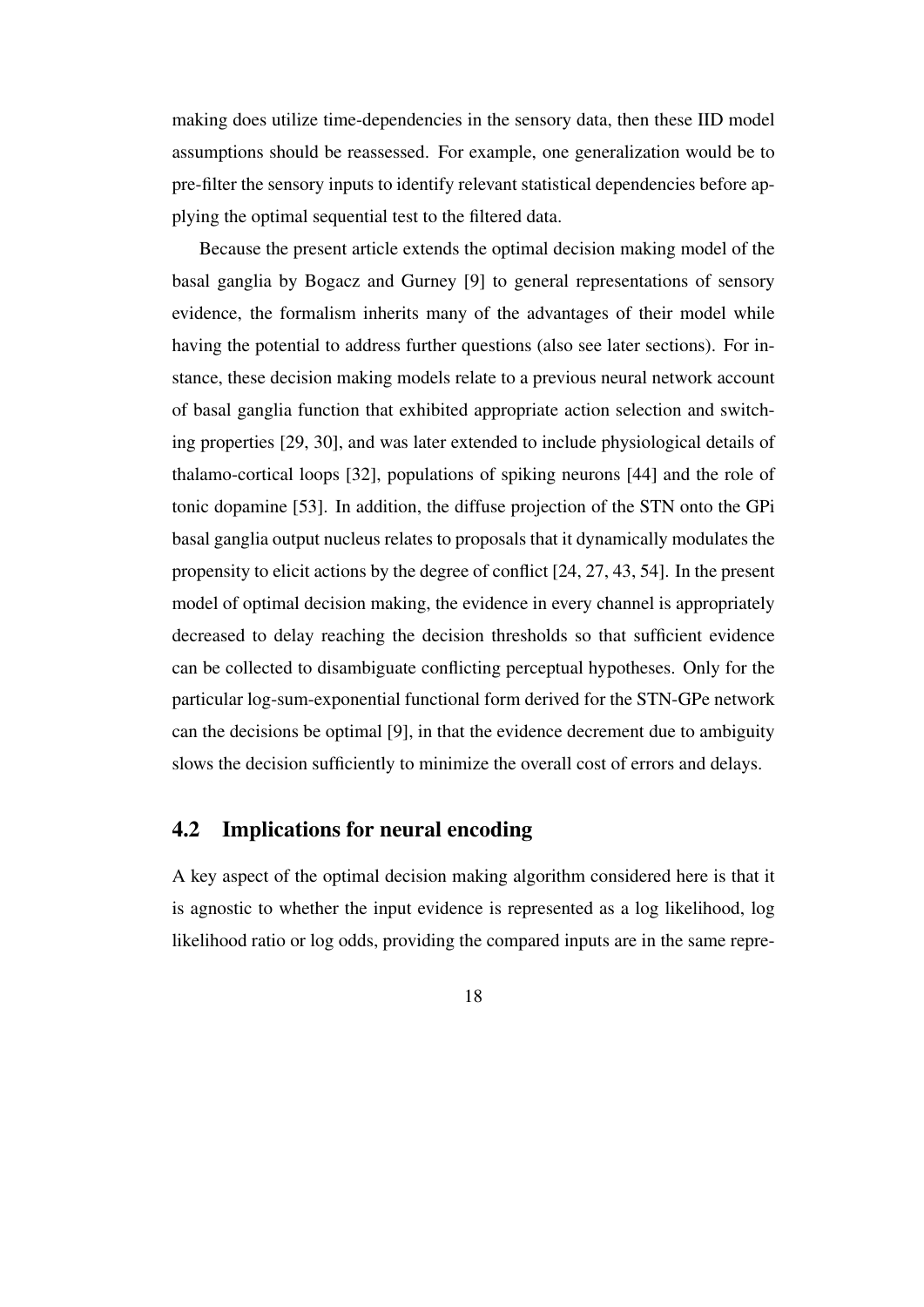making does utilize time-dependencies in the sensory data, then these IID model assumptions should be reassessed. For example, one generalization would be to pre-filter the sensory inputs to identify relevant statistical dependencies before applying the optimal sequential test to the filtered data.

Because the present article extends the optimal decision making model of the basal ganglia by Bogacz and Gurney [9] to general representations of sensory evidence, the formalism inherits many of the advantages of their model while having the potential to address further questions (also see later sections). For instance, these decision making models relate to a previous neural network account of basal ganglia function that exhibited appropriate action selection and switching properties [29, 30], and was later extended to include physiological details of thalamo-cortical loops [32], populations of spiking neurons [44] and the role of tonic dopamine [53]. In addition, the diffuse projection of the STN onto the GPi basal ganglia output nucleus relates to proposals that it dynamically modulates the propensity to elicit actions by the degree of conflict [24, 27, 43, 54]. In the present model of optimal decision making, the evidence in every channel is appropriately decreased to delay reaching the decision thresholds so that sufficient evidence can be collected to disambiguate conflicting perceptual hypotheses. Only for the particular log-sum-exponential functional form derived for the STN-GPe network can the decisions be optimal [9], in that the evidence decrement due to ambiguity slows the decision sufficiently to minimize the overall cost of errors and delays.

## 4.2 Implications for neural encoding

A key aspect of the optimal decision making algorithm considered here is that it is agnostic to whether the input evidence is represented as a log likelihood, log likelihood ratio or log odds, providing the compared inputs are in the same repre-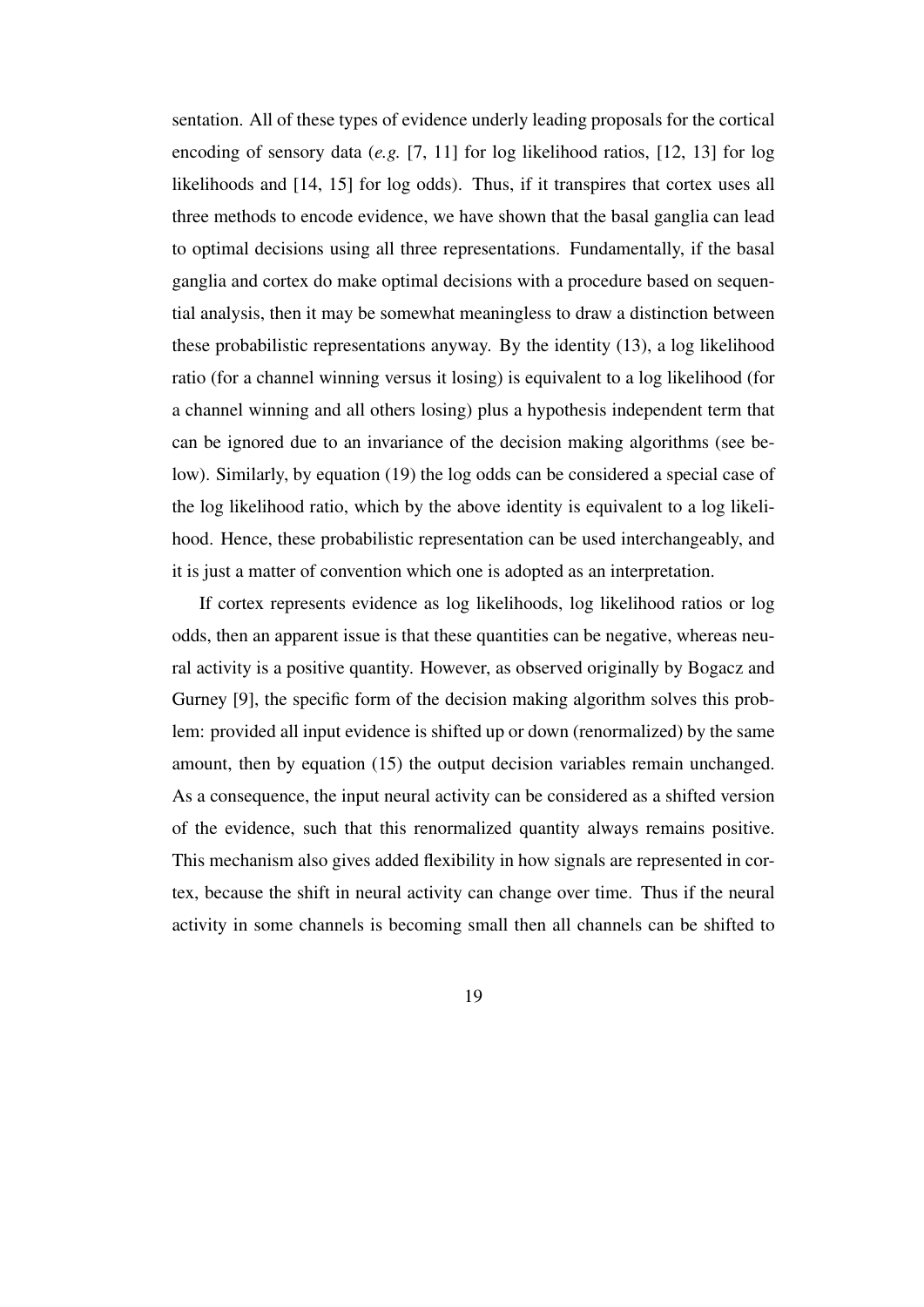sentation. All of these types of evidence underly leading proposals for the cortical encoding of sensory data (*e.g.* [7, 11] for log likelihood ratios, [12, 13] for log likelihoods and [14, 15] for log odds). Thus, if it transpires that cortex uses all three methods to encode evidence, we have shown that the basal ganglia can lead to optimal decisions using all three representations. Fundamentally, if the basal ganglia and cortex do make optimal decisions with a procedure based on sequential analysis, then it may be somewhat meaningless to draw a distinction between these probabilistic representations anyway. By the identity (13), a log likelihood ratio (for a channel winning versus it losing) is equivalent to a log likelihood (for a channel winning and all others losing) plus a hypothesis independent term that can be ignored due to an invariance of the decision making algorithms (see below). Similarly, by equation (19) the log odds can be considered a special case of the log likelihood ratio, which by the above identity is equivalent to a log likelihood. Hence, these probabilistic representation can be used interchangeably, and it is just a matter of convention which one is adopted as an interpretation.

If cortex represents evidence as log likelihoods, log likelihood ratios or log odds, then an apparent issue is that these quantities can be negative, whereas neural activity is a positive quantity. However, as observed originally by Bogacz and Gurney [9], the specific form of the decision making algorithm solves this problem: provided all input evidence is shifted up or down (renormalized) by the same amount, then by equation (15) the output decision variables remain unchanged. As a consequence, the input neural activity can be considered as a shifted version of the evidence, such that this renormalized quantity always remains positive. This mechanism also gives added flexibility in how signals are represented in cortex, because the shift in neural activity can change over time. Thus if the neural activity in some channels is becoming small then all channels can be shifted to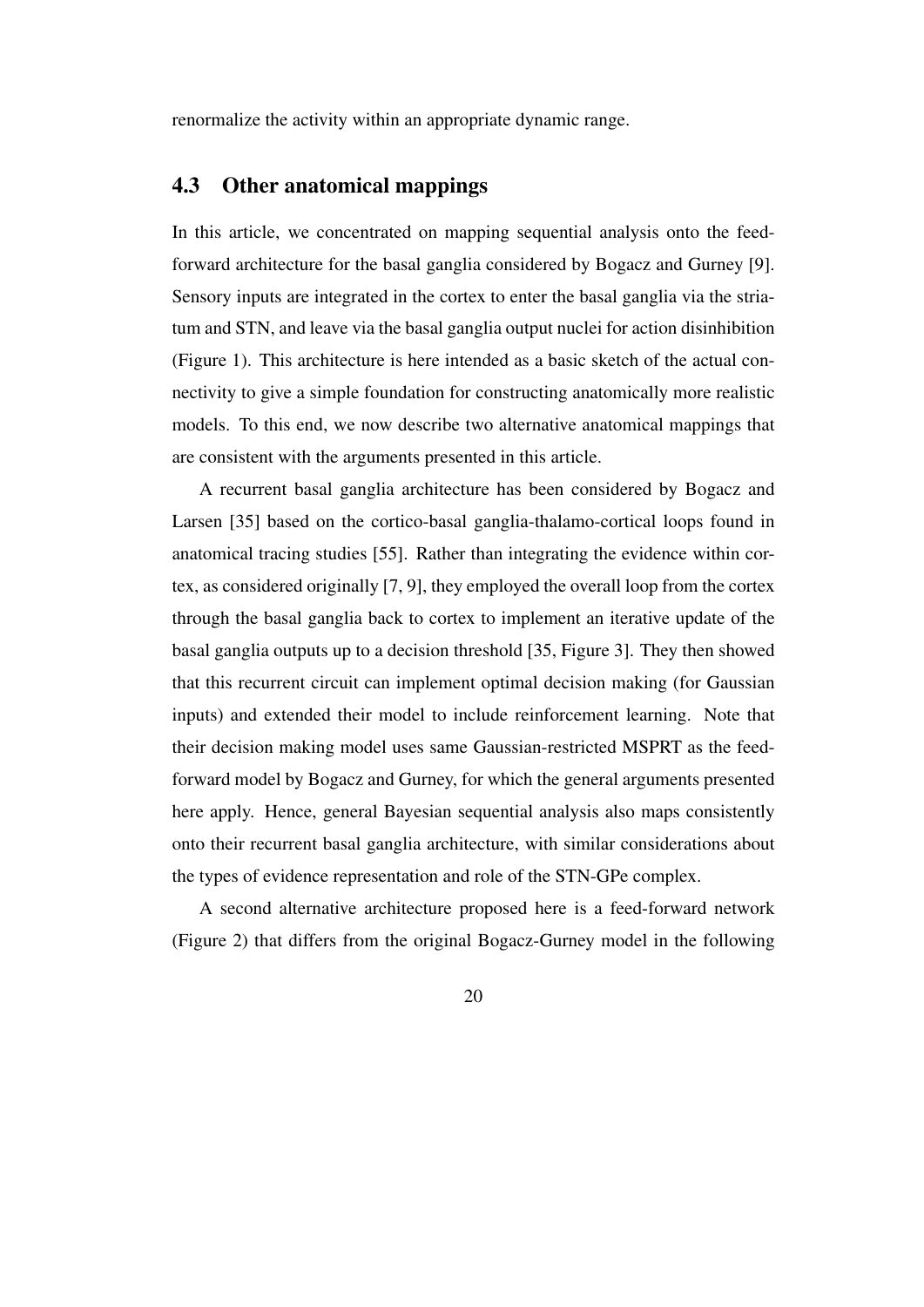renormalize the activity within an appropriate dynamic range.

## 4.3 Other anatomical mappings

In this article, we concentrated on mapping sequential analysis onto the feed-forward architecture for the basal ganglia considered by Bogacz and Gurney [9]. Sensory inputs are integrated in the cortex to enter the basal ganglia via the striatum and STN, and leave via the basal ganglia output nuclei for action disinhibition (Figure 1). This architecture is here intended as a basic sketch of the actual connectivity to give a simple foundation for constructing anatomically more realistic models. To this end, we now describe two alternative anatomical mappings that are consistent with the arguments presented in this article.

A recurrent basal ganglia architecture has been considered by Bogacz and Larsen [35] based on the cortico-basal ganglia-thalamo-cortical loops found in anatomical tracing studies [55]. Rather than integrating the evidence within cortex, as considered originally [7, 9], they employed the overall loop from the cortex through the basal ganglia back to cortex to implement an iterative update of the basal ganglia outputs up to a decision threshold [35, Figure 3]. They then showed that this recurrent circuit can implement optimal decision making (for Gaussian inputs) and extended their model to include reinforcement learning. Note that their decision making model uses same Gaussian-restricted MSPRT as the feed-forward model by Bogacz and Gurney, for which the general arguments presented here apply. Hence, general Bayesian sequential analysis also maps consistently onto their recurrent basal ganglia architecture, with similar considerations about the types of evidence representation and role of the STN-GPe complex.

A second alternative architecture proposed here is a feed-forward network (Figure 2) that differs from the original Bogacz-Gurney model in the following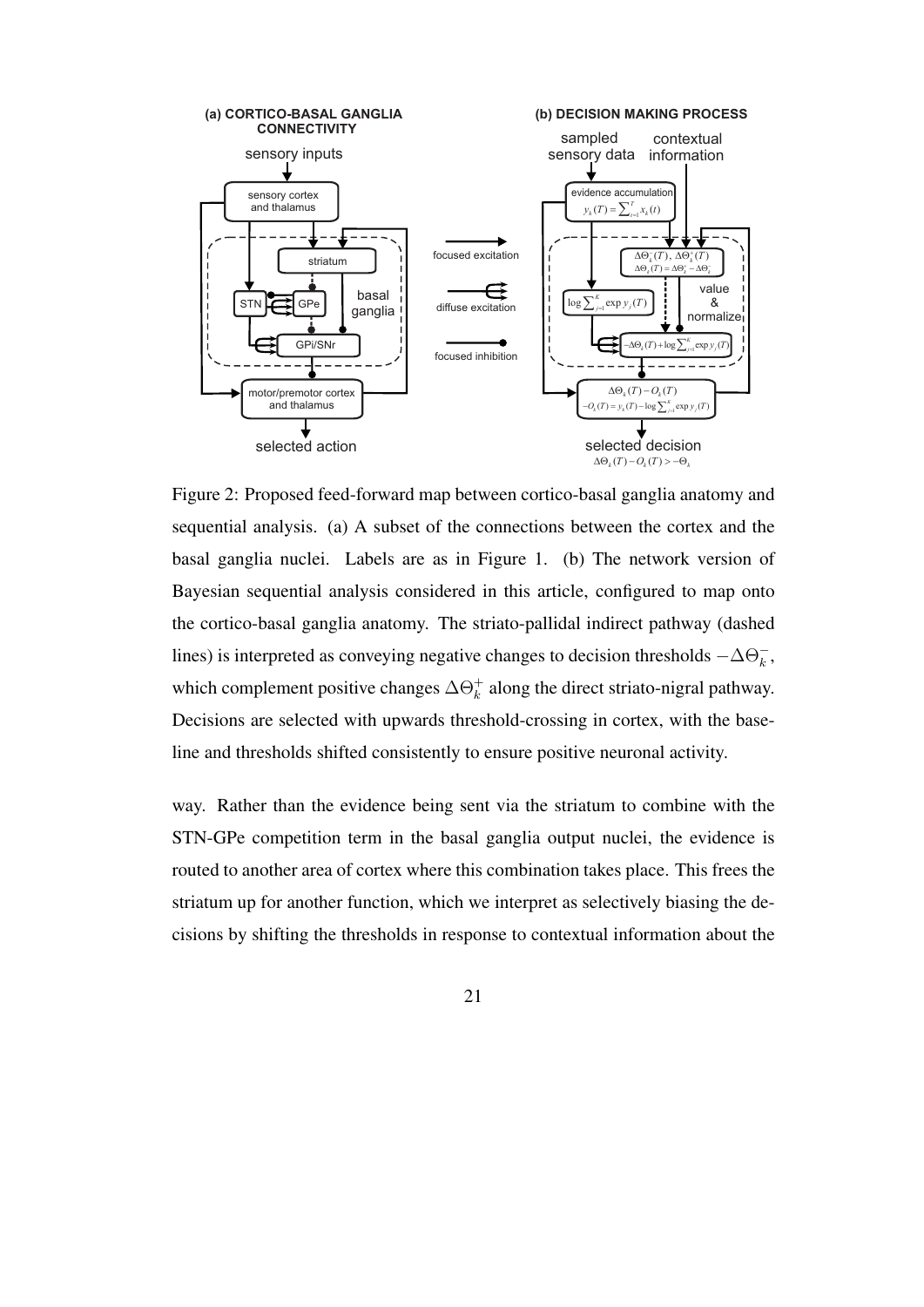Figure 2: Proposed feed-forward map between cortico-basal ganglia anatomy and sequential analysis. (a) A subset of the connections between the cortex and the basal ganglia nuclei. Labels are as in Figure 1. (b) The network version of Bayesian sequential analysis considered in this article, configured to map onto the cortico-basal ganglia anatomy. The striato-pallidal indirect pathway (dashed lines) is interpreted as conveying negative changes to decision thresholds $-\Delta\Theta_k^-$, which complement positive changes $\Delta\Theta_k^+$ along the direct striato-nigral pathway. Decisions are selected with upwards threshold-crossing in cortex, with the baseline and thresholds shifted consistently to ensure positive neuronal activity.

way. Rather than the evidence being sent via the striatum to combine with the STN-GPe competition term in the basal ganglia output nuclei, the evidence is routed to another area of cortex where this combination takes place. This frees the striatum up for another function, which we interpret as selectively biasing the decisions by shifting the thresholds in response to contextual information about the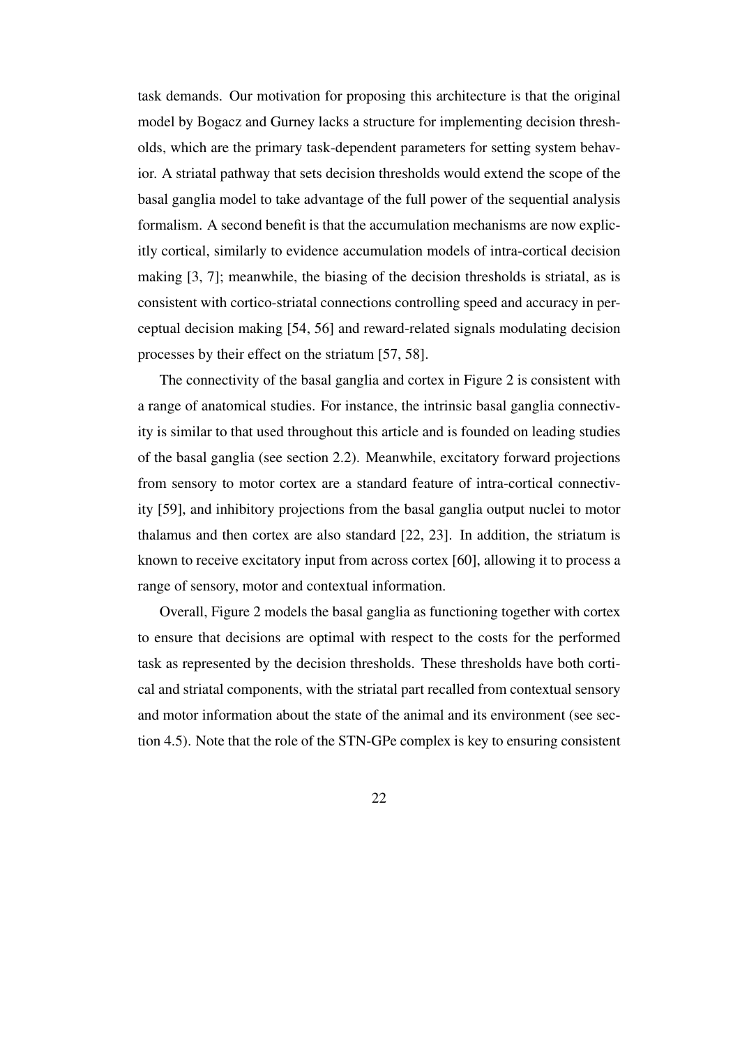task demands. Our motivation for proposing this architecture is that the original model by Bogacz and Gurney lacks a structure for implementing decision thresholds, which are the primary task-dependent parameters for setting system behavior. A striatal pathway that sets decision thresholds would extend the scope of the basal ganglia model to take advantage of the full power of the sequential analysis formalism. A second benefit is that the accumulation mechanisms are now explicitly cortical, similarly to evidence accumulation models of intra-cortical decision making [3, 7]; meanwhile, the biasing of the decision thresholds is striatal, as is consistent with cortico-striatal connections controlling speed and accuracy in perceptual decision making [54, 56] and reward-related signals modulating decision processes by their effect on the striatum [57, 58].

The connectivity of the basal ganglia and cortex in Figure 2 is consistent with a range of anatomical studies. For instance, the intrinsic basal ganglia connectivity is similar to that used throughout this article and is founded on leading studies of the basal ganglia (see section 2.2). Meanwhile, excitatory forward projections from sensory to motor cortex are a standard feature of intra-cortical connectivity [59], and inhibitory projections from the basal ganglia output nuclei to motor thalamus and then cortex are also standard [22, 23]. In addition, the striatum is known to receive excitatory input from across cortex [60], allowing it to process a range of sensory, motor and contextual information.

Overall, Figure 2 models the basal ganglia as functioning together with cortex to ensure that decisions are optimal with respect to the costs for the performed task as represented by the decision thresholds. These thresholds have both cortical and striatal components, with the striatal part recalled from contextual sensory and motor information about the state of the animal and its environment (see section 4.5). Note that the role of the STN-GPe complex is key to ensuring consistent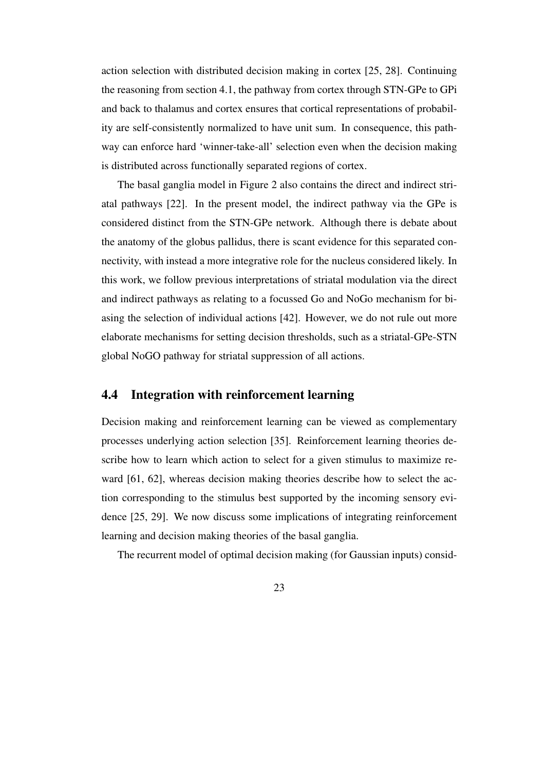action selection with distributed decision making in cortex [25, 28]. Continuing the reasoning from section 4.1, the pathway from cortex through STN-GPe to GPi and back to thalamus and cortex ensures that cortical representations of probability are self-consistently normalized to have unit sum. In consequence, this pathway can enforce hard 'winner-take-all' selection even when the decision making is distributed across functionally separated regions of cortex.

The basal ganglia model in Figure 2 also contains the direct and indirect striatal pathways [22]. In the present model, the indirect pathway via the GPe is considered distinct from the STN-GPe network. Although there is debate about the anatomy of the globus pallidus, there is scant evidence for this separated connectivity, with instead a more integrative role for the nucleus considered likely. In this work, we follow previous interpretations of striatal modulation via the direct and indirect pathways as relating to a focussed Go and NoGo mechanism for biasing the selection of individual actions [42]. However, we do not rule out more elaborate mechanisms for setting decision thresholds, such as a striatal-GPe-STN global NoGO pathway for striatal suppression of all actions.

## 4.4 Integration with reinforcement learning

Decision making and reinforcement learning can be viewed as complementary processes underlying action selection [35]. Reinforcement learning theories describe how to learn which action to select for a given stimulus to maximize reward [61, 62], whereas decision making theories describe how to select the action corresponding to the stimulus best supported by the incoming sensory evidence [25, 29]. We now discuss some implications of integrating reinforcement learning and decision making theories of the basal ganglia.

The recurrent model of optimal decision making (for Gaussian inputs) consid-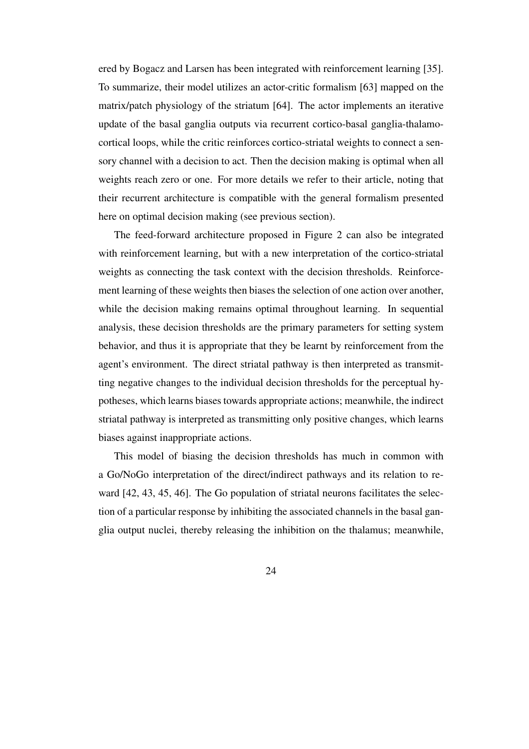ered by Bogacz and Larsen has been integrated with reinforcement learning [35]. To summarize, their model utilizes an actor-critic formalism [63] mapped on the matrix/patch physiology of the striatum [64]. The actor implements an iterative update of the basal ganglia outputs via recurrent cortico-basal ganglia-thalamo-cortical loops, while the critic reinforces cortico-striatal weights to connect a sensory channel with a decision to act. Then the decision making is optimal when all weights reach zero or one. For more details we refer to their article, noting that their recurrent architecture is compatible with the general formalism presented here on optimal decision making (see previous section).

The feed-forward architecture proposed in Figure 2 can also be integrated with reinforcement learning, but with a new interpretation of the cortico-striatal weights as connecting the task context with the decision thresholds. Reinforcement learning of these weights then biases the selection of one action over another, while the decision making remains optimal throughout learning. In sequential analysis, these decision thresholds are the primary parameters for setting system behavior, and thus it is appropriate that they be learnt by reinforcement from the agent's environment. The direct striatal pathway is then interpreted as transmitting negative changes to the individual decision thresholds for the perceptual hypotheses, which learns biases towards appropriate actions; meanwhile, the indirect striatal pathway is interpreted as transmitting only positive changes, which learns biases against inappropriate actions.

This model of biasing the decision thresholds has much in common with a Go/NoGo interpretation of the direct/indirect pathways and its relation to reward [42, 43, 45, 46]. The Go population of striatal neurons facilitates the selection of a particular response by inhibiting the associated channels in the basal ganglia output nuclei, thereby releasing the inhibition on the thalamus; meanwhile,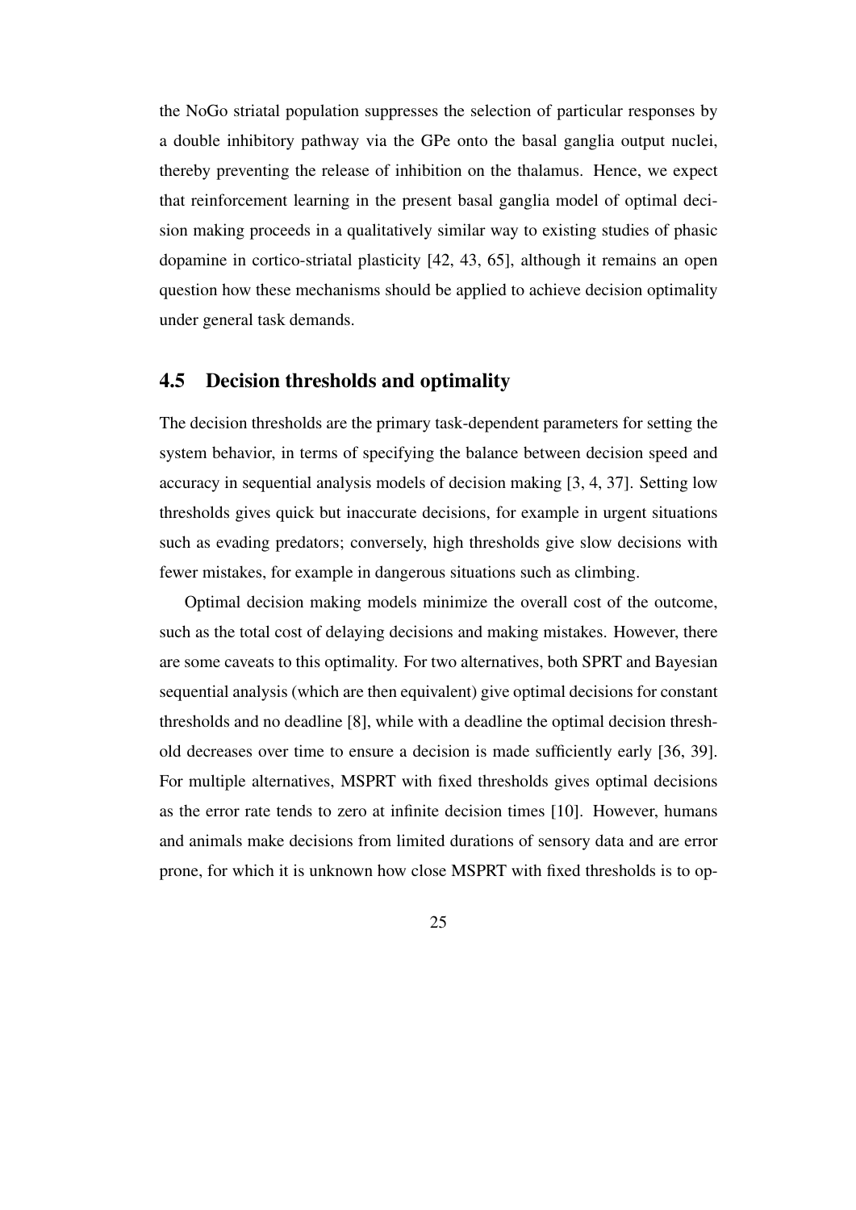the NoGo striatal population suppresses the selection of particular responses by a double inhibitory pathway via the GPe onto the basal ganglia output nuclei, thereby preventing the release of inhibition on the thalamus. Hence, we expect that reinforcement learning in the present basal ganglia model of optimal decision making proceeds in a qualitatively similar way to existing studies of phasic dopamine in cortico-striatal plasticity [42, 43, 65], although it remains an open question how these mechanisms should be applied to achieve decision optimality under general task demands.

## 4.5 Decision thresholds and optimality

The decision thresholds are the primary task-dependent parameters for setting the system behavior, in terms of specifying the balance between decision speed and accuracy in sequential analysis models of decision making [3, 4, 37]. Setting low thresholds gives quick but inaccurate decisions, for example in urgent situations such as evading predators; conversely, high thresholds give slow decisions with fewer mistakes, for example in dangerous situations such as climbing.

Optimal decision making models minimize the overall cost of the outcome, such as the total cost of delaying decisions and making mistakes. However, there are some caveats to this optimality. For two alternatives, both SPRT and Bayesian sequential analysis (which are then equivalent) give optimal decisions for constant thresholds and no deadline [8], while with a deadline the optimal decision threshold decreases over time to ensure a decision is made sufficiently early [36, 39]. For multiple alternatives, MSPRT with fixed thresholds gives optimal decisions as the error rate tends to zero at infinite decision times [10]. However, humans and animals make decisions from limited durations of sensory data and are error prone, for which it is unknown how close MSPRT with fixed thresholds is to op-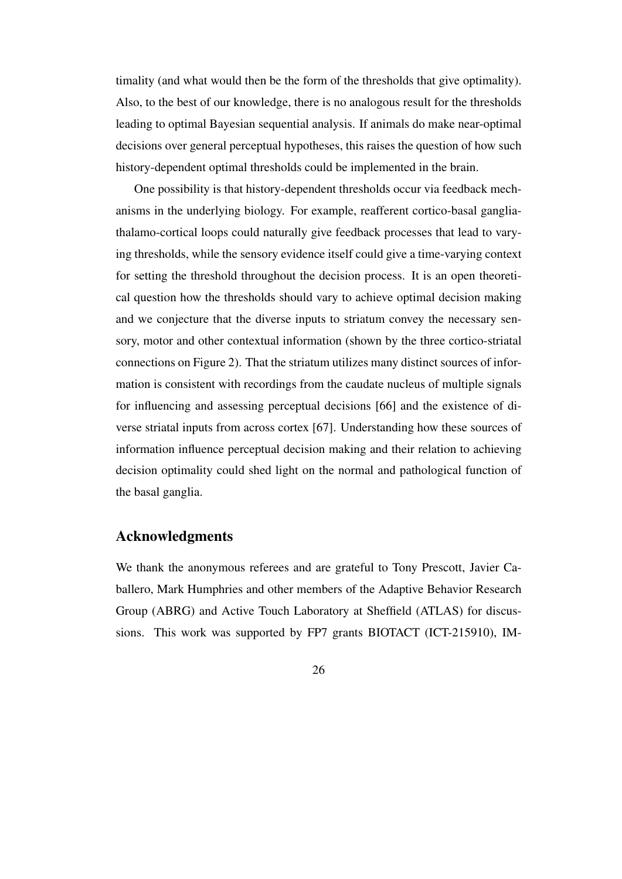timality (and what would then be the form of the thresholds that give optimality). Also, to the best of our knowledge, there is no analogous result for the thresholds leading to optimal Bayesian sequential analysis. If animals do make near-optimal decisions over general perceptual hypotheses, this raises the question of how such history-dependent optimal thresholds could be implemented in the brain.

One possibility is that history-dependent thresholds occur via feedback mechanisms in the underlying biology. For example, reafferent cortico-basal ganglia-thalamo-cortical loops could naturally give feedback processes that lead to varying thresholds, while the sensory evidence itself could give a time-varying context for setting the threshold throughout the decision process. It is an open theoretical question how the thresholds should vary to achieve optimal decision making and we conjecture that the diverse inputs to striatum convey the necessary sensory, motor and other contextual information (shown by the three cortico-striatal connections on Figure 2). That the striatum utilizes many distinct sources of information is consistent with recordings from the caudate nucleus of multiple signals for influencing and assessing perceptual decisions [66] and the existence of diverse striatal inputs from across cortex [67]. Understanding how these sources of information influence perceptual decision making and their relation to achieving decision optimality could shed light on the normal and pathological function of the basal ganglia.

## Acknowledgments

We thank the anonymous referees and are grateful to Tony Prescott, Javier Caballero, Mark Humphries and other members of the Adaptive Behavior Research Group (ABRG) and Active Touch Laboratory at Sheffield (ATLAS) for discussions. This work was supported by FP7 grants BIOTACT (ICT-215910), IM-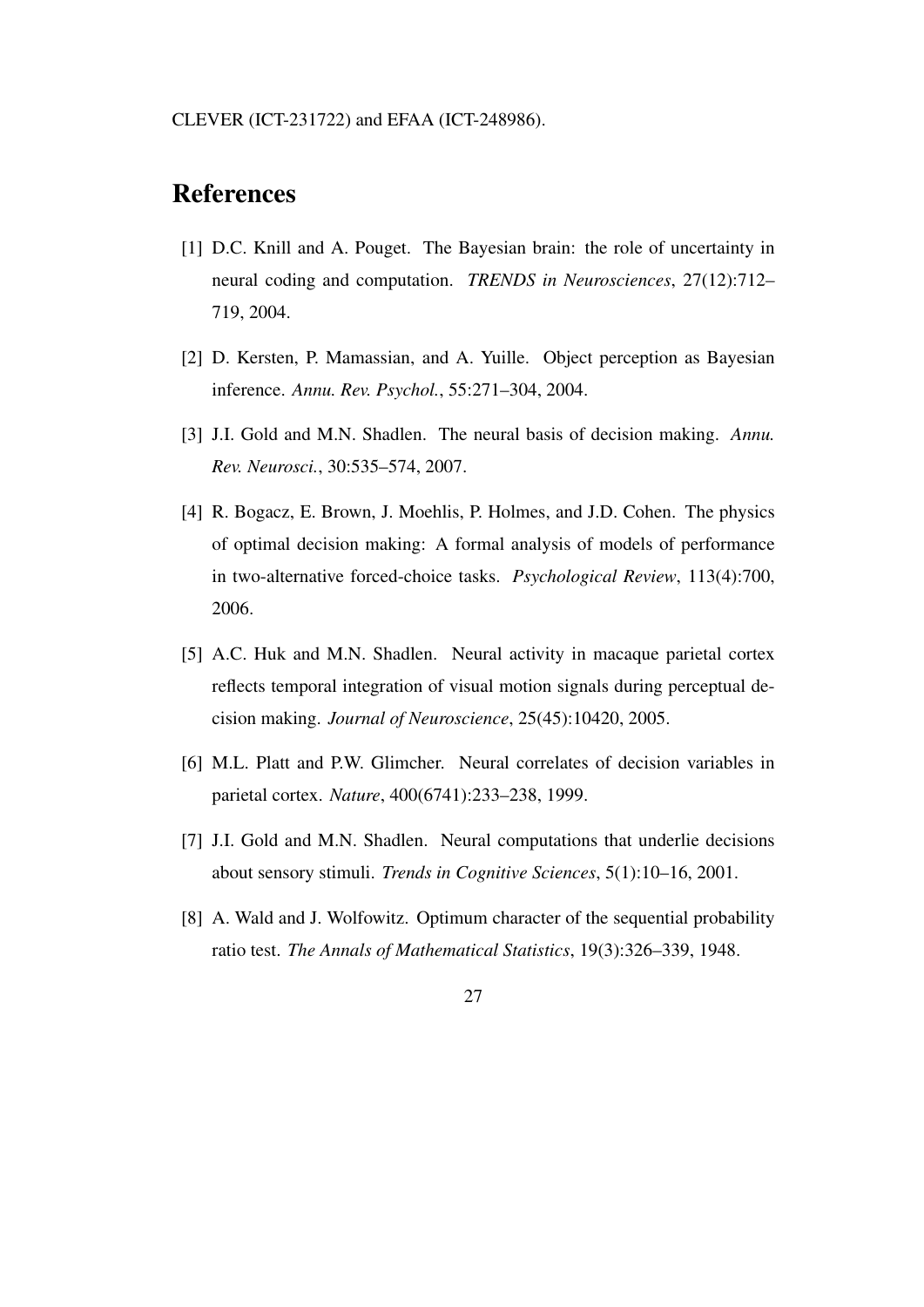CLEVER (ICT-231722) and EFAA (ICT-248986).

# References

[1] D.C. Knill and A. Pouget. The Bayesian brain: the role of uncertainty in neural coding and computation. *TRENDS in Neurosciences*, 27(12):712–719, 2004.

[2] D. Kersten, P. Mamassian, and A. Yuille. Object perception as Bayesian inference. *Annu. Rev. Psychol.*, 55:271–304, 2004.

[3] J.I. Gold and M.N. Shadlen. The neural basis of decision making. *Annu. Rev. Neurosci.*, 30:535–574, 2007.

[4] R. Bogacz, E. Brown, J. Moehlis, P. Holmes, and J.D. Cohen. The physics of optimal decision making: A formal analysis of models of performance in two-alternative forced-choice tasks. *Psychological Review*, 113(4):700, 2006.

[5] A.C. Huk and M.N. Shadlen. Neural activity in macaque parietal cortex reflects temporal integration of visual motion signals during perceptual decision making. *Journal of Neuroscience*, 25(45):10420, 2005.

[6] M.L. Platt and P.W. Glimcher. Neural correlates of decision variables in parietal cortex. *Nature*, 400(6741):233–238, 1999.

[7] J.I. Gold and M.N. Shadlen. Neural computations that underlie decisions about sensory stimuli. *Trends in Cognitive Sciences*, 5(1):10–16, 2001.

[8] A. Wald and J. Wolfowitz. Optimum character of the sequential probability ratio test. *The Annals of Mathematical Statistics*, 19(3):326–339, 1948.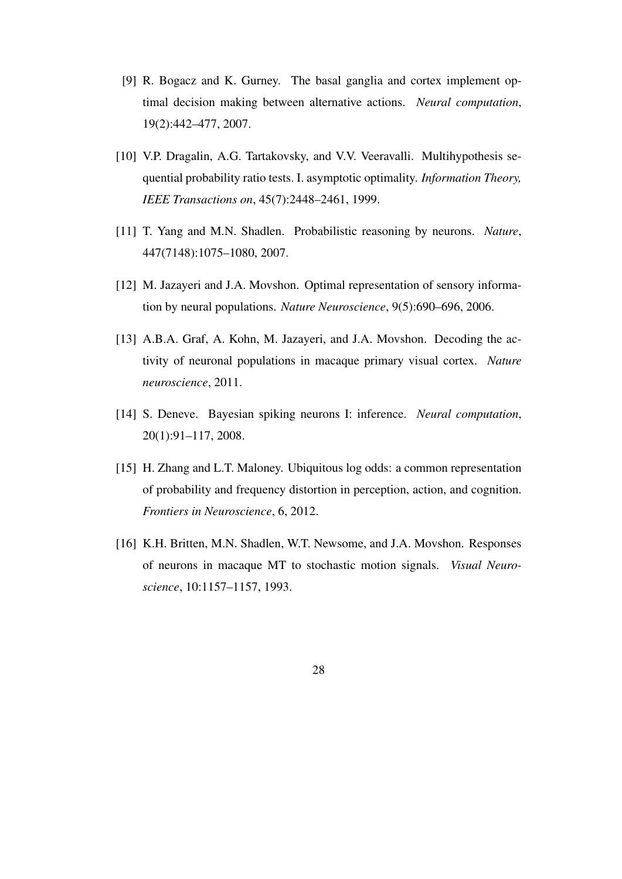[9] R. Bogacz and K. Gurney. The basal ganglia and cortex implement optimal decision making between alternative actions. *Neural computation*, 19(2):442–477, 2007.

[10] V.P. Dragalin, A.G. Tartakovsky, and V.V. Veeravalli. Multihypothesis sequential probability ratio tests. I. asymptotic optimality. *Information Theory, IEEE Transactions on*, 45(7):2448–2461, 1999.

[11] T. Yang and M.N. Shadlen. Probabilistic reasoning by neurons. *Nature*, 447(7148):1075–1080, 2007.

[12] M. Jazayeri and J.A. Movshon. Optimal representation of sensory information by neural populations. *Nature Neuroscience*, 9(5):690–696, 2006.

[13] A.B.A. Graf, A. Kohn, M. Jazayeri, and J.A. Movshon. Decoding the activity of neuronal populations in macaque primary visual cortex. *Nature neuroscience*, 2011.

[14] S. Deneve. Bayesian spiking neurons I: inference. *Neural computation*, 20(1):91–117, 2008.

[15] H. Zhang and L.T. Maloney. Ubiquitous log odds: a common representation of probability and frequency distortion in perception, action, and cognition. *Frontiers in Neuroscience*, 6, 2012.

[16] K.H. Britten, M.N. Shadlen, W.T. Newsome, and J.A. Movshon. Responses of neurons in macaque MT to stochastic motion signals. *Visual Neuroscience*, 10:1157–1157, 1993.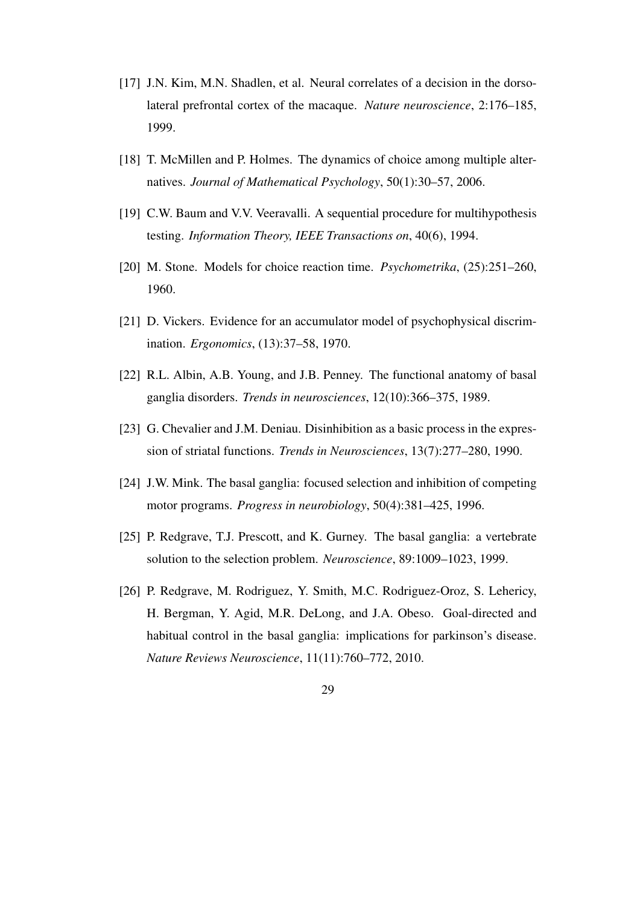[17] J.N. Kim, M.N. Shadlen, et al. Neural correlates of a decision in the dorsolateral prefrontal cortex of the macaque. *Nature neuroscience*, 2:176–185, 1999.

[18] T. McMillen and P. Holmes. The dynamics of choice among multiple alternatives. *Journal of Mathematical Psychology*, 50(1):30–57, 2006.

[19] C.W. Baum and V.V. Veeravalli. A sequential procedure for multihypothesis testing. *Information Theory, IEEE Transactions on*, 40(6), 1994.

[20] M. Stone. Models for choice reaction time. *Psychometrika*, (25):251–260, 1960.

[21] D. Vickers. Evidence for an accumulator model of psychophysical discrimination. *Ergonomics*, (13):37–58, 1970.

[22] R.L. Albin, A.B. Young, and J.B. Penney. The functional anatomy of basal ganglia disorders. *Trends in neurosciences*, 12(10):366–375, 1989.

[23] G. Chevalier and J.M. Deniau. Disinhibition as a basic process in the expression of striatal functions. *Trends in Neurosciences*, 13(7):277–280, 1990.

[24] J.W. Mink. The basal ganglia: focused selection and inhibition of competing motor programs. *Progress in neurobiology*, 50(4):381–425, 1996.

[25] P. Redgrave, T.J. Prescott, and K. Gurney. The basal ganglia: a vertebrate solution to the selection problem. *Neuroscience*, 89:1009–1023, 1999.

[26] P. Redgrave, M. Rodriguez, Y. Smith, M.C. Rodriguez-Oroz, S. Lehericy, H. Bergman, Y. Agid, M.R. DeLong, and J.A. Obeso. Goal-directed and habitual control in the basal ganglia: implications for parkinson's disease. *Nature Reviews Neuroscience*, 11(11):760–772, 2010.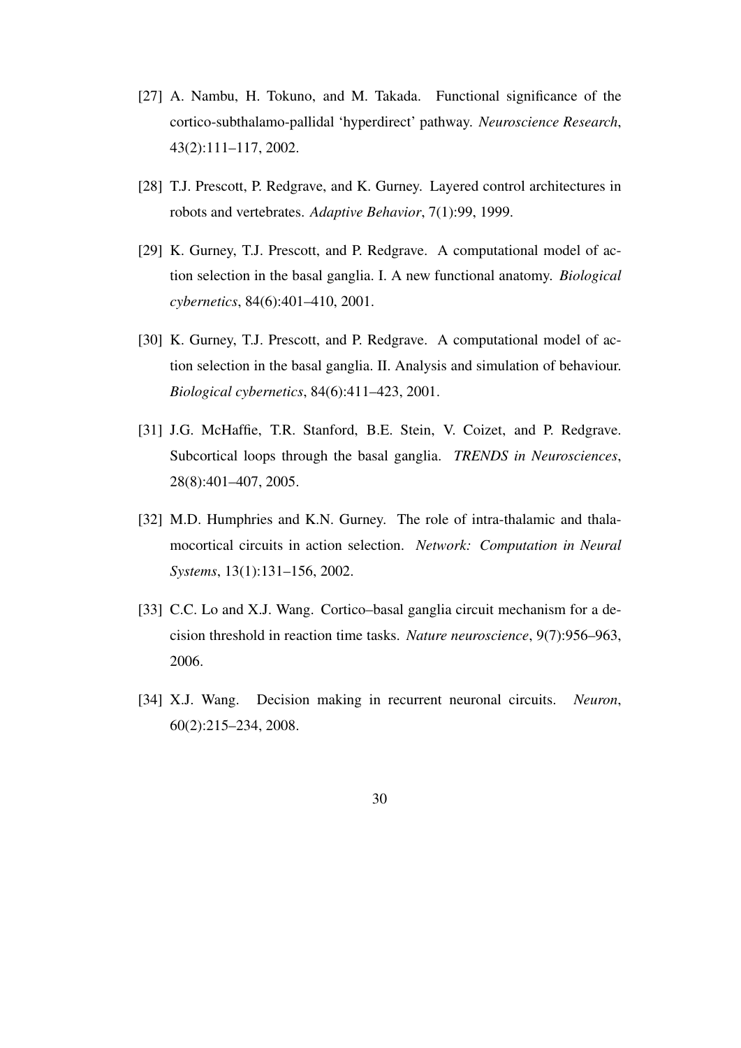[27] A. Nambu, H. Tokuno, and M. Takada. Functional significance of the cortico-subthalamo-pallidal 'hyperdirect' pathway. *Neuroscience Research*, 43(2):111–117, 2002.

[28] T.J. Prescott, P. Redgrave, and K. Gurney. Layered control architectures in robots and vertebrates. *Adaptive Behavior*, 7(1):99, 1999.

[29] K. Gurney, T.J. Prescott, and P. Redgrave. A computational model of action selection in the basal ganglia. I. A new functional anatomy. *Biological cybernetics*, 84(6):401–410, 2001.

[30] K. Gurney, T.J. Prescott, and P. Redgrave. A computational model of action selection in the basal ganglia. II. Analysis and simulation of behaviour. *Biological cybernetics*, 84(6):411–423, 2001.

[31] J.G. McHaffie, T.R. Stanford, B.E. Stein, V. Coizet, and P. Redgrave. Subcortical loops through the basal ganglia. *TRENDS in Neurosciences*, 28(8):401–407, 2005.

[32] M.D. Humphries and K.N. Gurney. The role of intra-thalamic and thalamocortical circuits in action selection. *Network: Computation in Neural Systems*, 13(1):131–156, 2002.

[33] C.C. Lo and X.J. Wang. Cortico–basal ganglia circuit mechanism for a decision threshold in reaction time tasks. *Nature neuroscience*, 9(7):956–963, 2006.

[34] X.J. Wang. Decision making in recurrent neuronal circuits. *Neuron*, 60(2):215–234, 2008.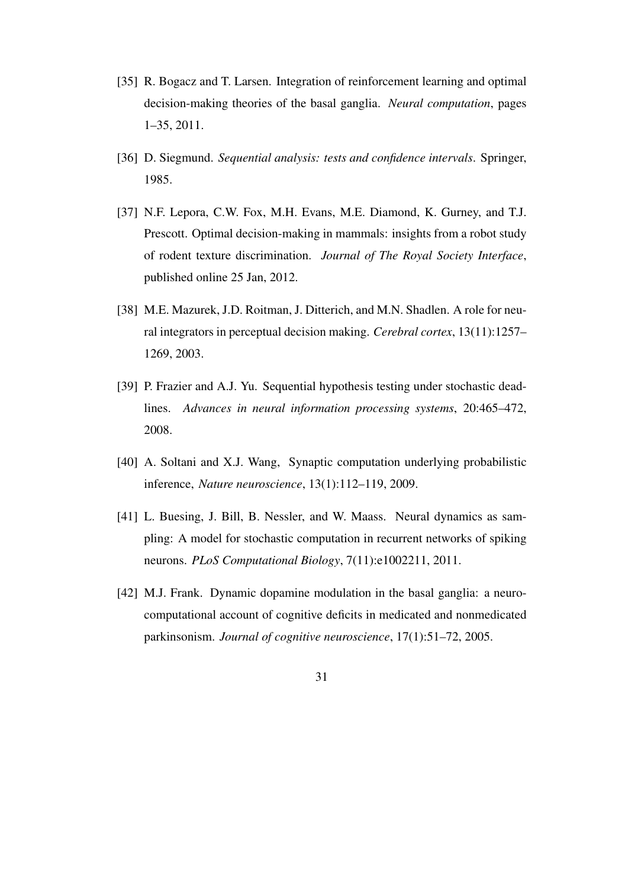[35] R. Bogacz and T. Larsen. Integration of reinforcement learning and optimal decision-making theories of the basal ganglia. *Neural computation*, pages 1–35, 2011.

[36] D. Siegmund. *Sequential analysis: tests and confidence intervals*. Springer, 1985.

[37] N.F. Lepora, C.W. Fox, M.H. Evans, M.E. Diamond, K. Gurney, and T.J. Prescott. Optimal decision-making in mammals: insights from a robot study of rodent texture discrimination. *Journal of The Royal Society Interface*, published online 25 Jan, 2012.

[38] M.E. Mazurek, J.D. Roitman, J. Ditterich, and M.N. Shadlen. A role for neural integrators in perceptual decision making. *Cerebral cortex*, 13(11):1257–1269, 2003.

[39] P. Frazier and A.J. Yu. Sequential hypothesis testing under stochastic deadlines. *Advances in neural information processing systems*, 20:465–472, 2008.

[40] A. Soltani and X.J. Wang, Synaptic computation underlying probabilistic inference, *Nature neuroscience*, 13(1):112–119, 2009.

[41] L. Buesing, J. Bill, B. Nessler, and W. Maass. Neural dynamics as sampling: A model for stochastic computation in recurrent networks of spiking neurons. *PLoS Computational Biology*, 7(11):e1002211, 2011.

[42] M.J. Frank. Dynamic dopamine modulation in the basal ganglia: a neurocomputational account of cognitive deficits in medicated and nonmedicated parkinsonism. *Journal of cognitive neuroscience*, 17(1):51–72, 2005.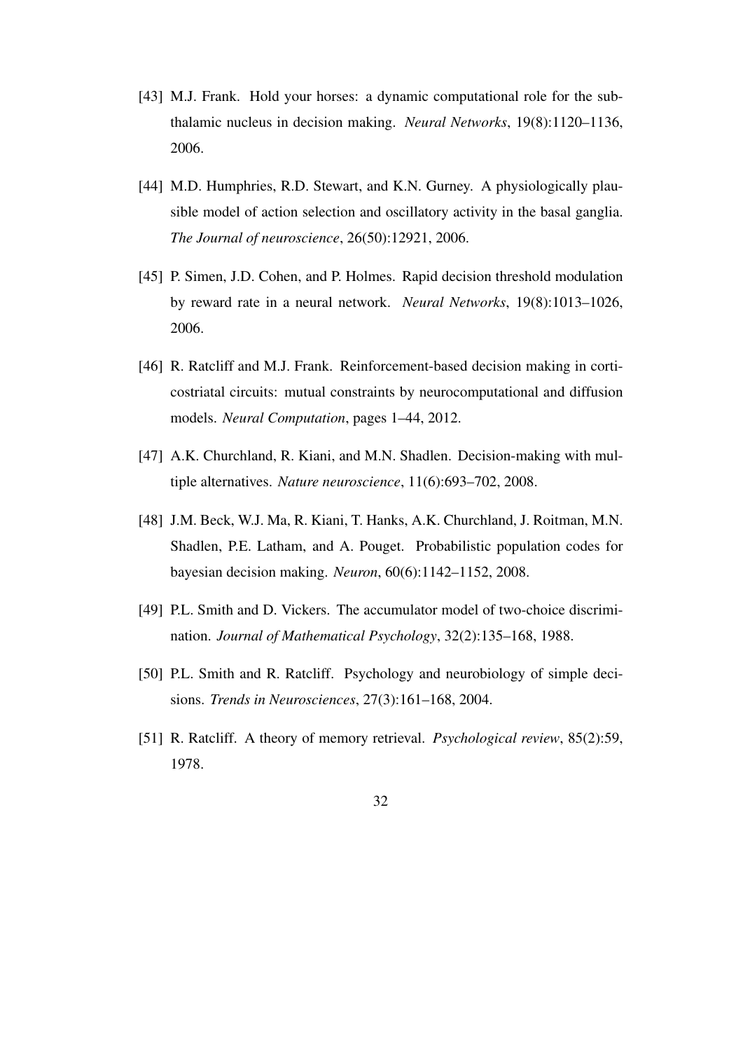[43] M.J. Frank. Hold your horses: a dynamic computational role for the subthalamic nucleus in decision making. *Neural Networks*, 19(8):1120–1136, 2006.

[44] M.D. Humphries, R.D. Stewart, and K.N. Gurney. A physiologically plausible model of action selection and oscillatory activity in the basal ganglia. *The Journal of neuroscience*, 26(50):12921, 2006.

[45] P. Simen, J.D. Cohen, and P. Holmes. Rapid decision threshold modulation by reward rate in a neural network. *Neural Networks*, 19(8):1013–1026, 2006.

[46] R. Ratcliff and M.J. Frank. Reinforcement-based decision making in corticostriatal circuits: mutual constraints by neurocomputational and diffusion models. *Neural Computation*, pages 1–44, 2012.

[47] A.K. Churchland, R. Kiani, and M.N. Shadlen. Decision-making with multiple alternatives. *Nature neuroscience*, 11(6):693–702, 2008.

[48] J.M. Beck, W.J. Ma, R. Kiani, T. Hanks, A.K. Churchland, J. Roitman, M.N. Shadlen, P.E. Latham, and A. Pouget. Probabilistic population codes for bayesian decision making. *Neuron*, 60(6):1142–1152, 2008.

[49] P.L. Smith and D. Vickers. The accumulator model of two-choice discrimination. *Journal of Mathematical Psychology*, 32(2):135–168, 1988.

[50] P.L. Smith and R. Ratcliff. Psychology and neurobiology of simple decisions. *Trends in Neurosciences*, 27(3):161–168, 2004.

[51] R. Ratcliff. A theory of memory retrieval. *Psychological review*, 85(2):59, 1978.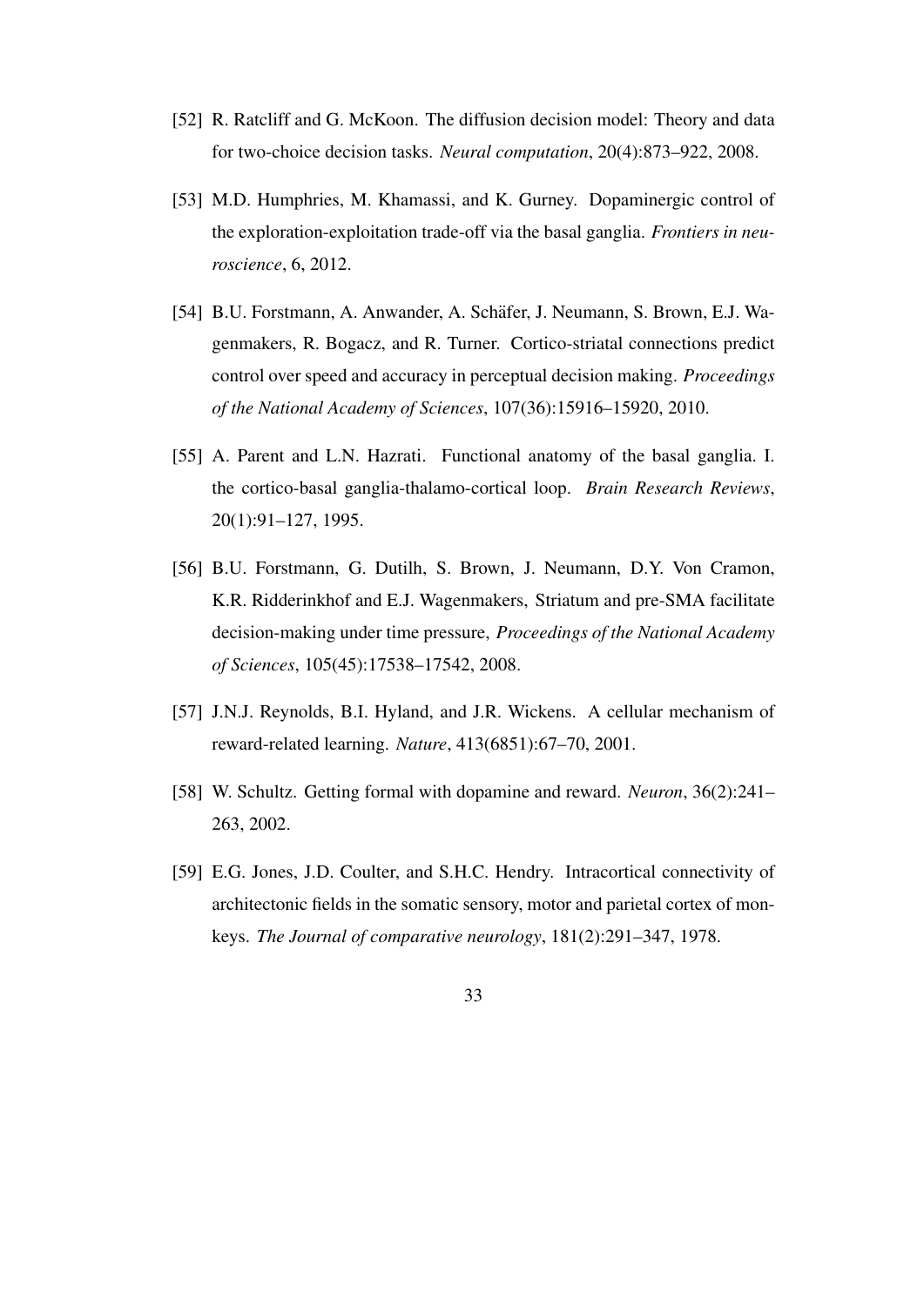[52] R. Ratcliff and G. McKoon. The diffusion decision model: Theory and data for two-choice decision tasks. *Neural computation*, 20(4):873–922, 2008.

[53] M.D. Humphries, M. Khamassi, and K. Gurney. Dopaminergic control of the exploration-exploitation trade-off via the basal ganglia. *Frontiers in neuroscience*, 6, 2012.

[54] B.U. Forstmann, A. Anwander, A. Schäfer, J. Neumann, S. Brown, E.J. Wagenmakers, R. Bogacz, and R. Turner. Cortico-striatal connections predict control over speed and accuracy in perceptual decision making. *Proceedings of the National Academy of Sciences*, 107(36):15916–15920, 2010.

[55] A. Parent and L.N. Hazrati. Functional anatomy of the basal ganglia. I. the cortico-basal ganglia-thalamo-cortical loop. *Brain Research Reviews*, 20(1):91–127, 1995.

[56] B.U. Forstmann, G. Dutilh, S. Brown, J. Neumann, D.Y. Von Cramon, K.R. Ridderinkhof and E.J. Wagenmakers, Striatum and pre-SMA facilitate decision-making under time pressure, *Proceedings of the National Academy of Sciences*, 105(45):17538–17542, 2008.

[57] J.N.J. Reynolds, B.I. Hyland, and J.R. Wickens. A cellular mechanism of reward-related learning. *Nature*, 413(6851):67–70, 2001.

[58] W. Schultz. Getting formal with dopamine and reward. *Neuron*, 36(2):241–263, 2002.

[59] E.G. Jones, J.D. Coulter, and S.H.C. Hendry. Intracortical connectivity of architectonic fields in the somatic sensory, motor and parietal cortex of monkeys. *The Journal of comparative neurology*, 181(2):291–347, 1978.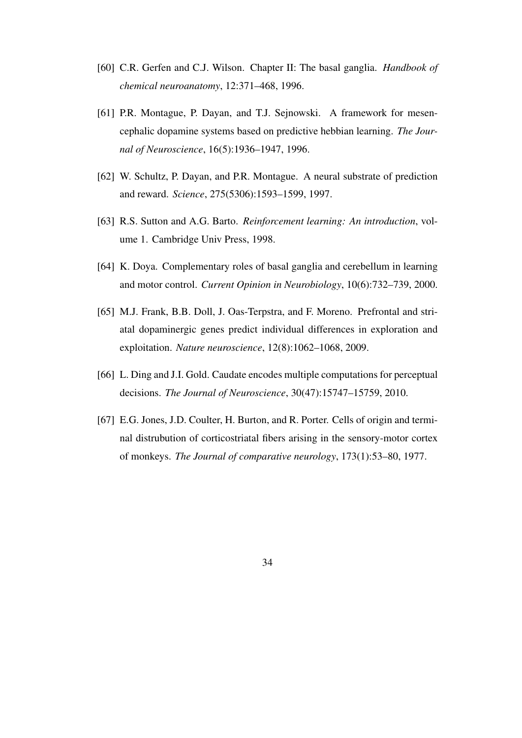[60] C.R. Gerfen and C.J. Wilson. Chapter II: The basal ganglia. *Handbook of chemical neuroanatomy*, 12:371–468, 1996.

[61] P.R. Montague, P. Dayan, and T.J. Sejnowski. A framework for mesencephalic dopamine systems based on predictive hebbian learning. *The Journal of Neuroscience*, 16(5):1936–1947, 1996.

[62] W. Schultz, P. Dayan, and P.R. Montague. A neural substrate of prediction and reward. *Science*, 275(5306):1593–1599, 1997.

[63] R.S. Sutton and A.G. Barto. *Reinforcement learning: An introduction*, volume 1. Cambridge Univ Press, 1998.

[64] K. Doya. Complementary roles of basal ganglia and cerebellum in learning and motor control. *Current Opinion in Neurobiology*, 10(6):732–739, 2000.

[65] M.J. Frank, B.B. Doll, J. Oas-Terpstra, and F. Moreno. Prefrontal and striatal dopaminergic genes predict individual differences in exploration and exploitation. *Nature neuroscience*, 12(8):1062–1068, 2009.

[66] L. Ding and J.I. Gold. Caudate encodes multiple computations for perceptual decisions. *The Journal of Neuroscience*, 30(47):15747–15759, 2010.

[67] E.G. Jones, J.D. Coulter, H. Burton, and R. Porter. Cells of origin and terminal distrubution of corticostriatal fibers arising in the sensory-motor cortex of monkeys. *The Journal of comparative neurology*, 173(1):53–80, 1977.